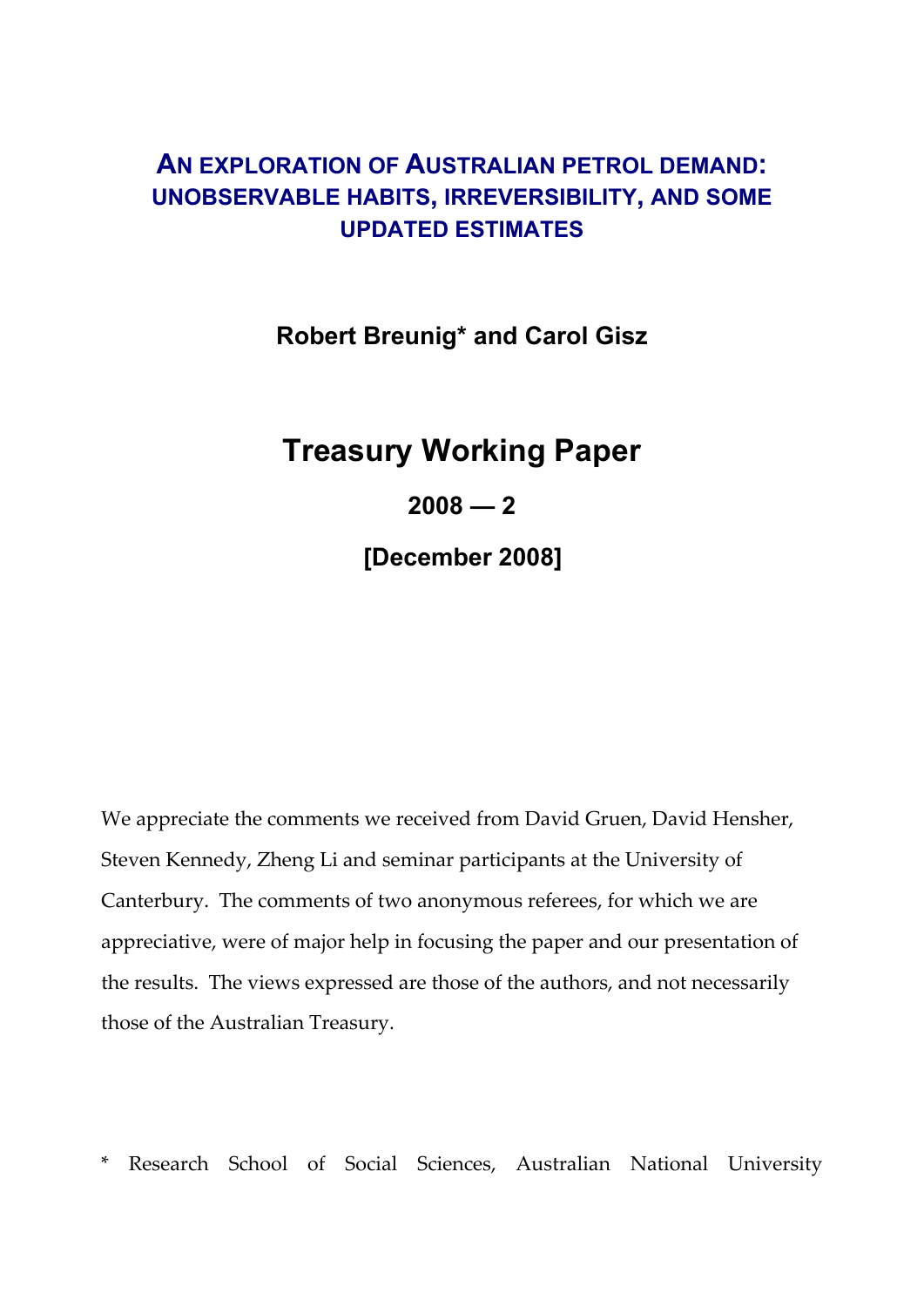# AN EXPLORATION OF AUSTRALIAN PETROL DEMAND: UNOBSERVABLE HABITS, IRREVERSIBILITY, AND SOME UPDATED ESTIMATES

**Robert Breunig* and Carol Gisz**

## Treasury Working Paper

**2008 — 2**

**[December 2008]**

We appreciate the comments we received from David Gruen, David Hensher, Steven Kennedy, Zheng Li and seminar participants at the University of Canterbury. The comments of two anonymous referees, for which we are appreciative, were of major help in focusing the paper and our presentation of the results. The views expressed are those of the authors, and not necessarily those of the Australian Treasury.

\* Research School of Social Sciences, Australian National University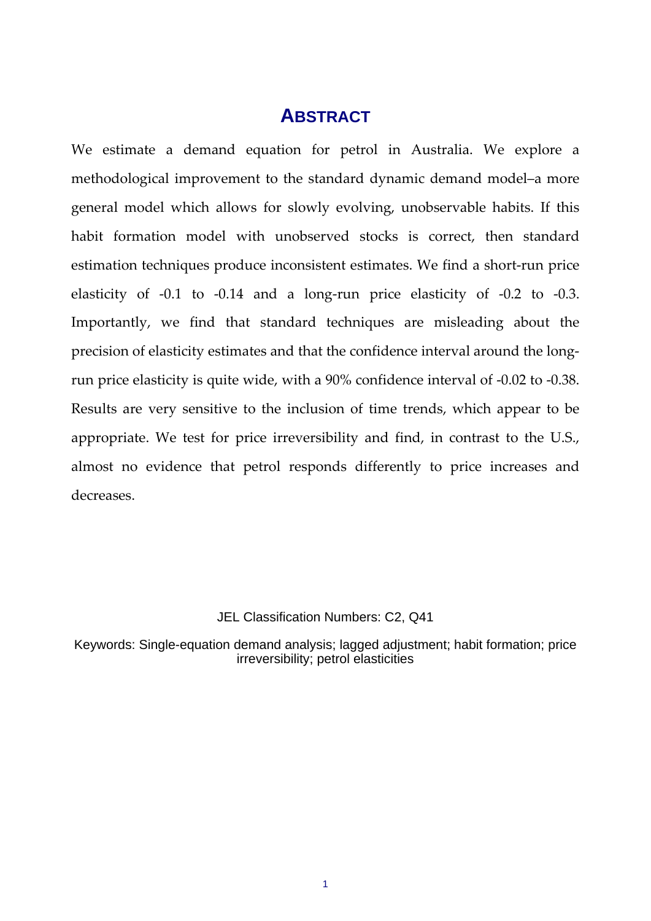# ABSTRACT

We estimate a demand equation for petrol in Australia. We explore a methodological improvement to the standard dynamic demand model–a more general model which allows for slowly evolving, unobservable habits. If this habit formation model with unobserved stocks is correct, then standard estimation techniques produce inconsistent estimates. We find a short-run price elasticity of -0.1 to -0.14 and a long-run price elasticity of -0.2 to -0.3. Importantly, we find that standard techniques are misleading about the precision of elasticity estimates and that the confidence interval around the long-run price elasticity is quite wide, with a 90% confidence interval of -0.02 to -0.38. Results are very sensitive to the inclusion of time trends, which appear to be appropriate. We test for price irreversibility and find, in contrast to the U.S., almost no evidence that petrol responds differently to price increases and decreases.

JEL Classification Numbers: C2, Q41

Keywords: Single-equation demand analysis; lagged adjustment; habit formation; price irreversibility; petrol elasticities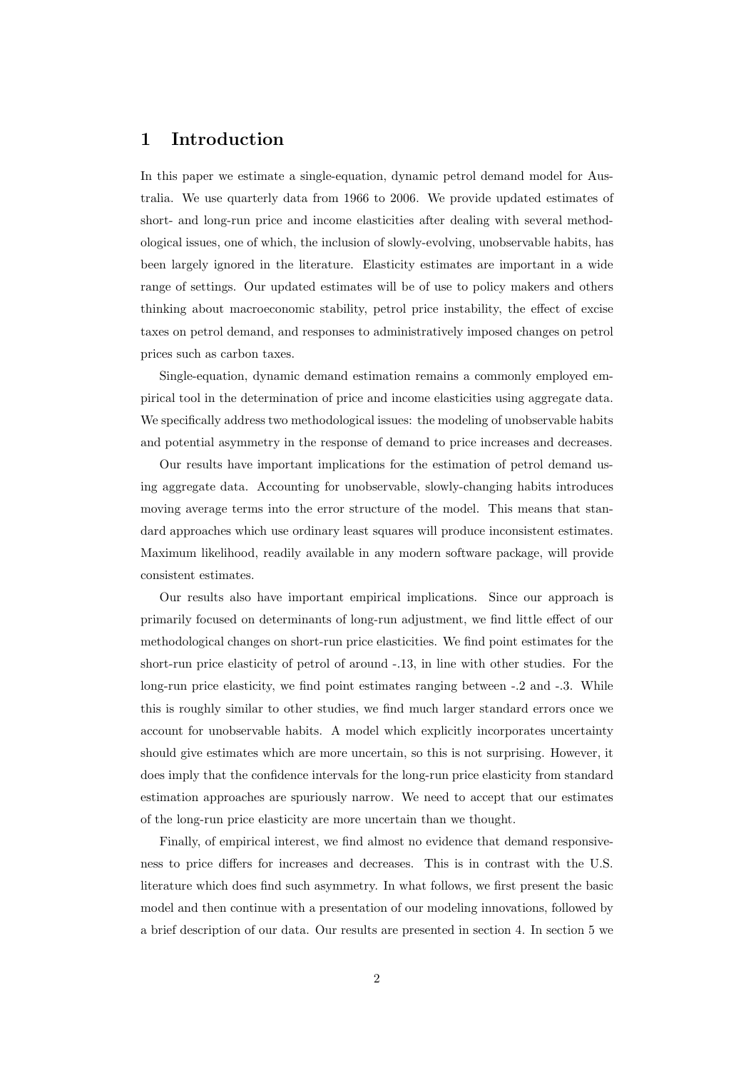# 1 Introduction

In this paper we estimate a single-equation, dynamic petrol demand model for Australia. We use quarterly data from 1966 to 2006. We provide updated estimates of short- and long-run price and income elasticities after dealing with several methodological issues, one of which, the inclusion of slowly-evolving, unobservable habits, has been largely ignored in the literature. Elasticity estimates are important in a wide range of settings. Our updated estimates will be of use to policy makers and others thinking about macroeconomic stability, petrol price instability, the effect of excise taxes on petrol demand, and responses to administratively imposed changes on petrol prices such as carbon taxes.

Single-equation, dynamic demand estimation remains a commonly employed empirical tool in the determination of price and income elasticities using aggregate data. We specifically address two methodological issues: the modeling of unobservable habits and potential asymmetry in the response of demand to price increases and decreases.

Our results have important implications for the estimation of petrol demand using aggregate data. Accounting for unobservable, slowly-changing habits introduces moving average terms into the error structure of the model. This means that standard approaches which use ordinary least squares will produce inconsistent estimates. Maximum likelihood, readily available in any modern software package, will provide consistent estimates.

Our results also have important empirical implications. Since our approach is primarily focused on determinants of long-run adjustment, we find little effect of our methodological changes on short-run price elasticities. We find point estimates for the short-run price elasticity of petrol of around -.13, in line with other studies. For the long-run price elasticity, we find point estimates ranging between -.2 and -.3. While this is roughly similar to other studies, we find much larger standard errors once we account for unobservable habits. A model which explicitly incorporates uncertainty should give estimates which are more uncertain, so this is not surprising. However, it does imply that the confidence intervals for the long-run price elasticity from standard estimation approaches are spuriously narrow. We need to accept that our estimates of the long-run price elasticity are more uncertain than we thought.

Finally, of empirical interest, we find almost no evidence that demand responsiveness to price differs for increases and decreases. This is in contrast with the U.S. literature which does find such asymmetry. In what follows, we first present the basic model and then continue with a presentation of our modeling innovations, followed by a brief description of our data. Our results are presented in section 4. In section 5 we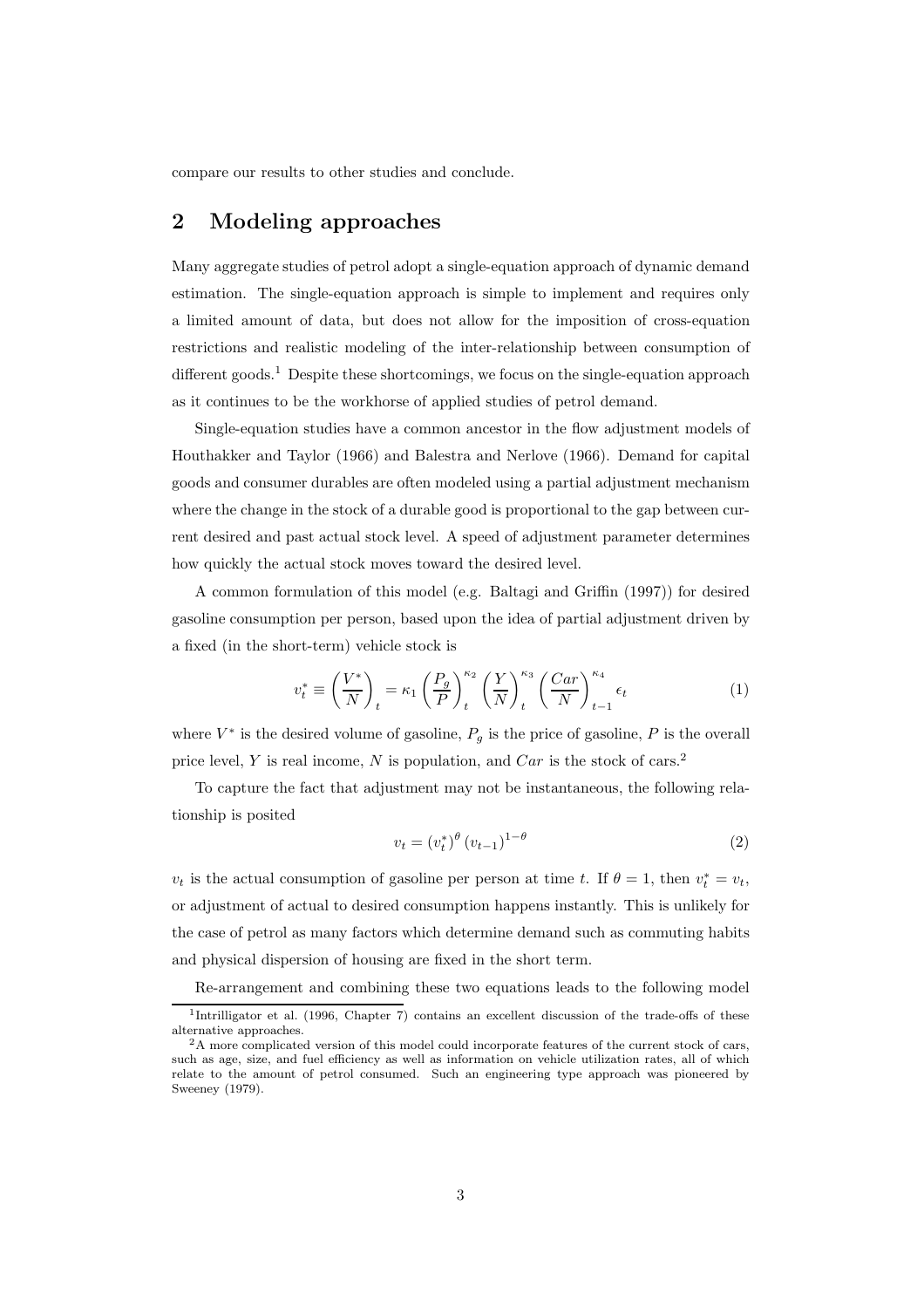compare our results to other studies and conclude.

## 2 Modeling approaches

Many aggregate studies of petrol adopt a single-equation approach of dynamic demand estimation. The single-equation approach is simple to implement and requires only a limited amount of data, but does not allow for the imposition of cross-equation restrictions and realistic modeling of the inter-relationship between consumption of different goods.[1] Despite these shortcomings, we focus on the single-equation approach as it continues to be the workhorse of applied studies of petrol demand.

Single-equation studies have a common ancestor in the flow adjustment models of Houthakker and Taylor (1966) and Balestra and Nerlove (1966). Demand for capital goods and consumer durables are often modeled using a partial adjustment mechanism where the change in the stock of a durable good is proportional to the gap between current desired and past actual stock level. A speed of adjustment parameter determines how quickly the actual stock moves toward the desired level.

A common formulation of this model (e.g. Baltagi and Griffin (1997)) for desired gasoline consumption per person, based upon the idea of partial adjustment driven by a fixed (in the short-term) vehicle stock is

$$v_t^* \equiv \left(\frac{V^*}{N}\right)_t = \kappa_1 \left(\frac{P_g}{P}\right)_t^{\kappa_2} \left(\frac{Y}{N}\right)_t^{\kappa_3} \left(\frac{Car}{N}\right)_{t-1}^{\kappa_4} \epsilon_t \tag{1}$$

where $V^*$ is the desired volume of gasoline, $P_g$ is the price of gasoline, $P$ is the overall price level, $Y$ is real income, $N$ is population, and $Car$ is the stock of cars.[2]

To capture the fact that adjustment may not be instantaneous, the following relationship is posited

$$v_t = (v_t^*)^{\theta} (v_{t-1})^{1-\theta} \tag{2}$$

$v_t$ is the actual consumption of gasoline per person at time $t$. If $\theta = 1$, then $v_t^* = v_t$, or adjustment of actual to desired consumption happens instantly. This is unlikely for the case of petrol as many factors which determine demand such as commuting habits and physical dispersion of housing are fixed in the short term.

Re-arrangement and combining these two equations leads to the following model

[1] Intrilligator et al. (1996, Chapter 7) contains an excellent discussion of the trade-offs of these alternative approaches.

[2] A more complicated version of this model could incorporate features of the current stock of cars, such as age, size, and fuel efficiency as well as information on vehicle utilization rates, all of which relate to the amount of petrol consumed. Such an engineering type approach was pioneered by Sweeney (1979).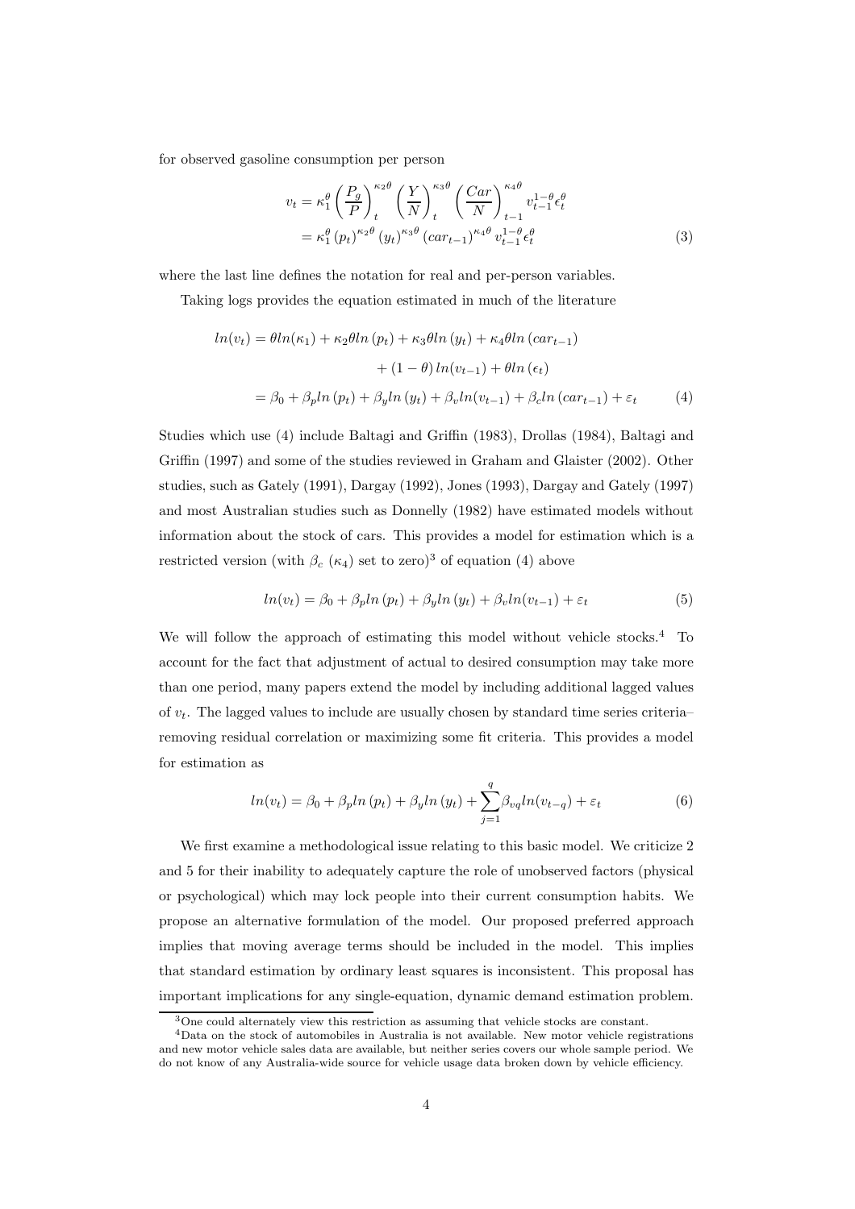for observed gasoline consumption per person

$$
\begin{aligned}
v_t &= \kappa_1^{\theta} \left(\frac{P_g}{P}\right)_t^{\kappa_2 \theta} \left(\frac{Y}{N}\right)_t^{\kappa_3 \theta} \left(\frac{Car}{N}\right)_{t-1}^{\kappa_4 \theta} v_{t-1}^{1-\theta} \epsilon_t^{\theta} \\
&= \kappa_1^{\theta} \left(p_t\right)^{\kappa_2 \theta} \left(y_t\right)^{\kappa_3 \theta} \left(car_{t-1}\right)^{\kappa_4 \theta} v_{t-1}^{1-\theta} \epsilon_t^{\theta} \qquad (3)
\end{aligned}
$$

where the last line defines the notation for real and per-person variables.

Taking logs provides the equation estimated in much of the literature

$$
\begin{aligned}
ln(v_t) &= \theta ln(\kappa_1) + \kappa_2 \theta ln\left(p_t\right) + \kappa_3 \theta ln\left(y_t\right) + \kappa_4 \theta ln\left(car_{t-1}\right) \\
&\qquad + (1-\theta) ln(v_{t-1}) + \theta ln\left(\epsilon_t\right) \\
&= \beta_0 + \beta_p ln\left(p_t\right) + \beta_y ln\left(y_t\right) + \beta_v ln(v_{t-1}) + \beta_c ln\left(car_{t-1}\right) + \varepsilon_t \qquad (4)
\end{aligned}
$$

Studies which use (4) include Baltagi and Griffin (1983), Drollas (1984), Baltagi and Griffin (1997) and some of the studies reviewed in Graham and Glaister (2002). Other studies, such as Gately (1991), Dargay (1992), Jones (1993), Dargay and Gately (1997) and most Australian studies such as Donnelly (1982) have estimated models without information about the stock of cars. This provides a model for estimation which is a restricted version (with $\beta_c$ ($\kappa_4$) set to zero)[3] of equation (4) above

$$
ln(v_t) = \beta_0 + \beta_p ln\left(p_t\right) + \beta_y ln\left(y_t\right) + \beta_v ln(v_{t-1}) + \varepsilon_t \qquad (5)
$$

We will follow the approach of estimating this model without vehicle stocks.[4] To account for the fact that adjustment of actual to desired consumption may take more than one period, many papers extend the model by including additional lagged values of $v_t$. The lagged values to include are usually chosen by standard time series criteria– removing residual correlation or maximizing some fit criteria. This provides a model for estimation as

$$
ln(v_t) = \beta_0 + \beta_p ln\left(p_t\right) + \beta_y ln\left(y_t\right) + \sum_{j=1}^{q} \beta_{vq} ln(v_{t-q}) + \varepsilon_t \qquad (6)
$$

We first examine a methodological issue relating to this basic model. We criticize 2 and 5 for their inability to adequately capture the role of unobserved factors (physical or psychological) which may lock people into their current consumption habits. We propose an alternative formulation of the model. Our proposed preferred approach implies that moving average terms should be included in the model. This implies that standard estimation by ordinary least squares is inconsistent. This proposal has important implications for any single-equation, dynamic demand estimation problem.

[3] One could alternately view this restriction as assuming that vehicle stocks are constant.

[4] Data on the stock of automobiles in Australia is not available. New motor vehicle registrations and new motor vehicle sales data are available, but neither series covers our whole sample period. We do not know of any Australia-wide source for vehicle usage data broken down by vehicle efficiency.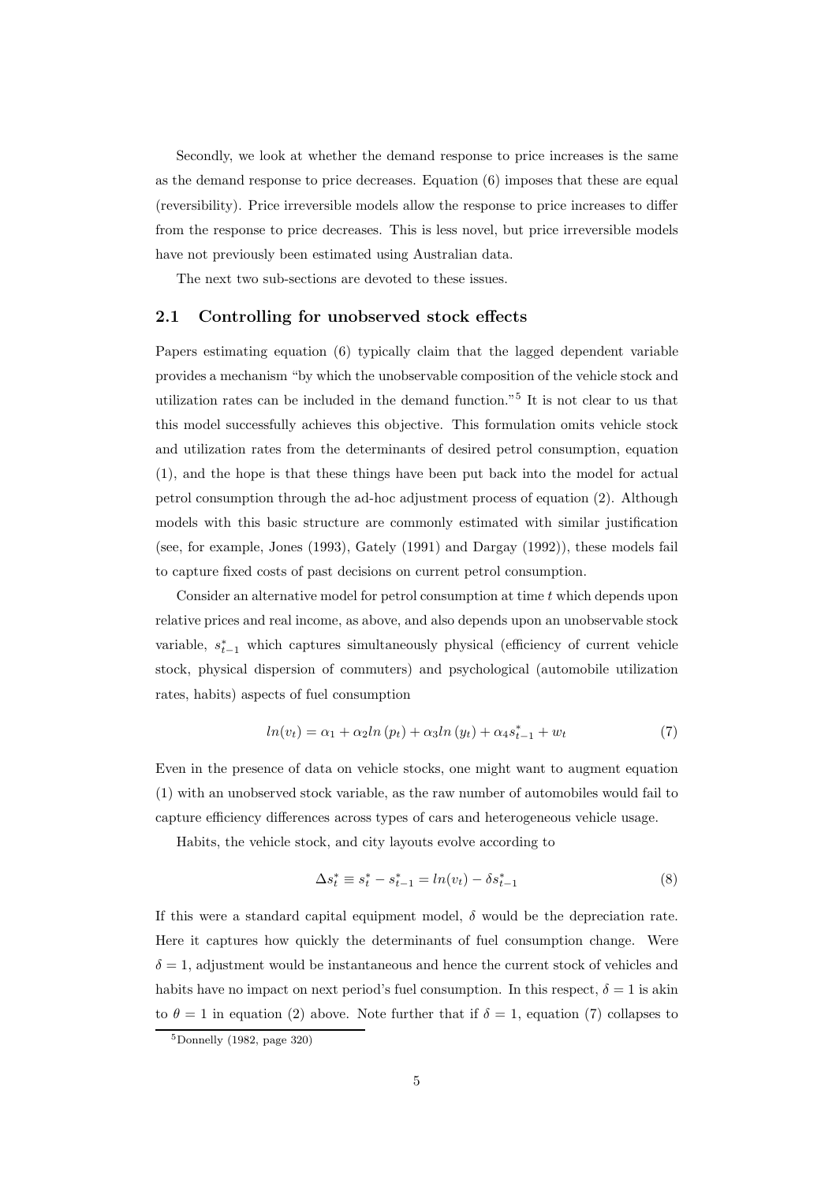Secondly, we look at whether the demand response to price increases is the same as the demand response to price decreases. Equation (6) imposes that these are equal (reversibility). Price irreversible models allow the response to price increases to differ from the response to price decreases. This is less novel, but price irreversible models have not previously been estimated using Australian data.

The next two sub-sections are devoted to these issues.

## 2.1 Controlling for unobserved stock effects

Papers estimating equation (6) typically claim that the lagged dependent variable provides a mechanism "by which the unobservable composition of the vehicle stock and utilization rates can be included in the demand function."[5] It is not clear to us that this model successfully achieves this objective. This formulation omits vehicle stock and utilization rates from the determinants of desired petrol consumption, equation (1), and the hope is that these things have been put back into the model for actual petrol consumption through the ad-hoc adjustment process of equation (2). Although models with this basic structure are commonly estimated with similar justification (see, for example, Jones (1993), Gately (1991) and Dargay (1992)), these models fail to capture fixed costs of past decisions on current petrol consumption.

Consider an alternative model for petrol consumption at time $t$ which depends upon relative prices and real income, as above, and also depends upon an unobservable stock variable, $s^*_{t-1}$ which captures simultaneously physical (efficiency of current vehicle stock, physical dispersion of commuters) and psychological (automobile utilization rates, habits) aspects of fuel consumption

$$ln(v_t) = \alpha_1 + \alpha_2 ln\,(p_t) + \alpha_3 ln\,(y_t) + \alpha_4 s^*_{t-1} + w_t \tag{7}$$

Even in the presence of data on vehicle stocks, one might want to augment equation (1) with an unobserved stock variable, as the raw number of automobiles would fail to capture efficiency differences across types of cars and heterogeneous vehicle usage.

Habits, the vehicle stock, and city layouts evolve according to

$$\Delta s^*_t \equiv s^*_t - s^*_{t-1} = ln(v_t) - \delta s^*_{t-1} \tag{8}$$

If this were a standard capital equipment model, $\delta$ would be the depreciation rate. Here it captures how quickly the determinants of fuel consumption change. Were $\delta = 1$, adjustment would be instantaneous and hence the current stock of vehicles and habits have no impact on next period's fuel consumption. In this respect, $\delta = 1$ is akin to $\theta = 1$ in equation (2) above. Note further that if $\delta = 1$, equation (7) collapses to

[5] Donnelly (1982, page 320)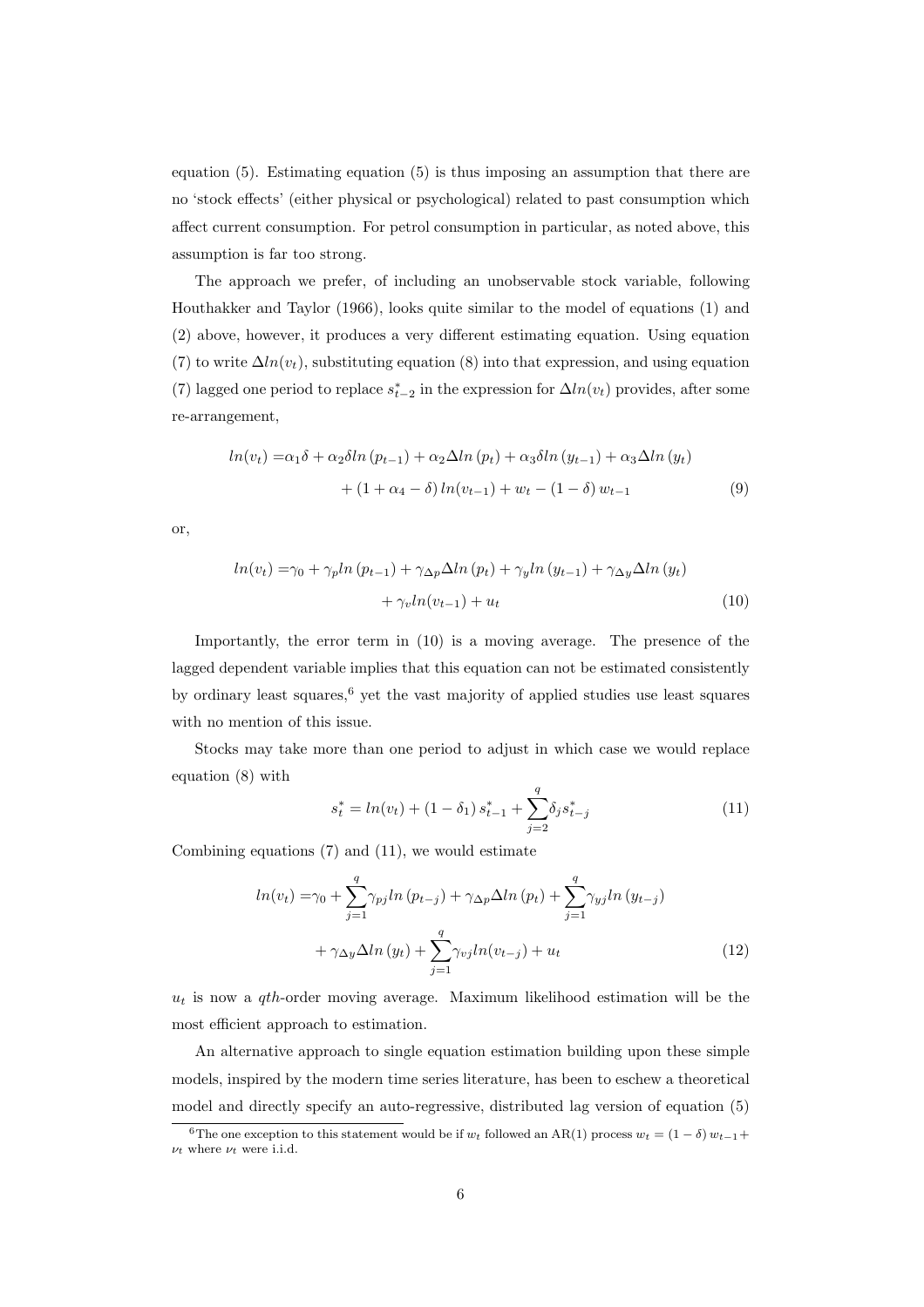equation (5). Estimating equation (5) is thus imposing an assumption that there are no 'stock effects' (either physical or psychological) related to past consumption which affect current consumption. For petrol consumption in particular, as noted above, this assumption is far too strong.

The approach we prefer, of including an unobservable stock variable, following Houthakker and Taylor (1966), looks quite similar to the model of equations (1) and (2) above, however, it produces a very different estimating equation. Using equation (7) to write $\Delta ln(v_t)$, substituting equation (8) into that expression, and using equation (7) lagged one period to replace $s^*_{t-2}$ in the expression for $\Delta ln(v_t)$ provides, after some re-arrangement,

$$
\begin{aligned}
ln(v_t) =& \alpha_1\delta + \alpha_2\delta ln\left(p_{t-1}\right) + \alpha_2\Delta ln\left(p_t\right) + \alpha_3\delta ln\left(y_{t-1}\right) + \alpha_3\Delta ln\left(y_t\right) \\
&+ \left(1 + \alpha_4 - \delta\right) ln(v_{t-1}) + w_t - \left(1 - \delta\right) w_{t-1}
\end{aligned}
\tag{9}
$$

or,

$$
\begin{aligned}
ln(v_t) =& \gamma_0 + \gamma_p ln\left(p_{t-1}\right) + \gamma_{\Delta p}\Delta ln\left(p_t\right) + \gamma_y ln\left(y_{t-1}\right) + \gamma_{\Delta y}\Delta ln\left(y_t\right) \\
&+ \gamma_v ln(v_{t-1}) + u_t
\end{aligned}
\tag{10}
$$

Importantly, the error term in (10) is a moving average. The presence of the lagged dependent variable implies that this equation can not be estimated consistently by ordinary least squares,[6] yet the vast majority of applied studies use least squares with no mention of this issue.

Stocks may take more than one period to adjust in which case we would replace equation (8) with

$$
s^*_t = ln(v_t) + \left(1 - \delta_1\right) s^*_{t-1} + \sum_{j=2}^{q} \delta_j s^*_{t-j}
\tag{11}
$$

Combining equations (7) and (11), we would estimate

$$
\begin{aligned}
ln(v_t) =& \gamma_0 + \sum_{j=1}^{q} \gamma_{pj} ln\left(p_{t-j}\right) + \gamma_{\Delta p}\Delta ln\left(p_t\right) + \sum_{j=1}^{q} \gamma_{yj} ln\left(y_{t-j}\right) \\
&+ \gamma_{\Delta y}\Delta ln\left(y_t\right) + \sum_{j=1}^{q} \gamma_{vj} ln(v_{t-j}) + u_t
\end{aligned}
\tag{12}
$$

$u_t$ is now a $qth$-order moving average. Maximum likelihood estimation will be the most efficient approach to estimation.

An alternative approach to single equation estimation building upon these simple models, inspired by the modern time series literature, has been to eschew a theoretical model and directly specify an auto-regressive, distributed lag version of equation (5)

[6] The one exception to this statement would be if $w_t$ followed an AR(1) process $w_t = (1 - \delta) w_{t-1} + \nu_t$ where $\nu_t$ were i.i.d.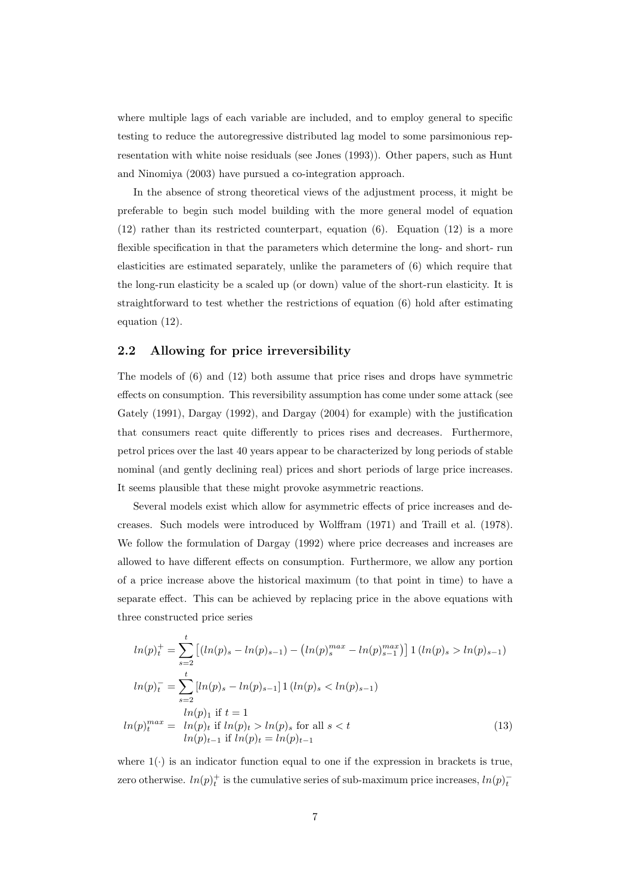where multiple lags of each variable are included, and to employ general to specific testing to reduce the autoregressive distributed lag model to some parsimonious representation with white noise residuals (see Jones (1993)). Other papers, such as Hunt and Ninomiya (2003) have pursued a co-integration approach.

In the absence of strong theoretical views of the adjustment process, it might be preferable to begin such model building with the more general model of equation (12) rather than its restricted counterpart, equation (6). Equation (12) is a more flexible specification in that the parameters which determine the long- and short- run elasticities are estimated separately, unlike the parameters of (6) which require that the long-run elasticity be a scaled up (or down) value of the short-run elasticity. It is straightforward to test whether the restrictions of equation (6) hold after estimating equation (12).

## 2.2 Allowing for price irreversibility

The models of (6) and (12) both assume that price rises and drops have symmetric effects on consumption. This reversibility assumption has come under some attack (see Gately (1991), Dargay (1992), and Dargay (2004) for example) with the justification that consumers react quite differently to prices rises and decreases. Furthermore, petrol prices over the last 40 years appear to be characterized by long periods of stable nominal (and gently declining real) prices and short periods of large price increases. It seems plausible that these might provoke asymmetric reactions.

Several models exist which allow for asymmetric effects of price increases and decreases. Such models were introduced by Wolffram (1971) and Traill et al. (1978). We follow the formulation of Dargay (1992) where price decreases and increases are allowed to have different effects on consumption. Furthermore, we allow any portion of a price increase above the historical maximum (to that point in time) to have a separate effect. This can be achieved by replacing price in the above equations with three constructed price series

$$
\begin{aligned}
ln(p)_t^+ &= \sum_{s=2}^{t} \left[ (ln(p)_s - ln(p)_{s-1}) - \left( ln(p)_s^{max} - ln(p)_{s-1}^{max} \right) \right] 1\left( ln(p)_s > ln(p)_{s-1} \right) \\
ln(p)_t^- &= \sum_{s=2}^{t} \left[ ln(p)_s - ln(p)_{s-1} \right] 1\left( ln(p)_s < ln(p)_{s-1} \right) \\
ln(p)_t^{max} &= \begin{array}{l} ln(p)_1 \text{ if } t = 1 \\ ln(p)_t \text{ if } ln(p)_t > ln(p)_s \text{ for all } s < t \\ ln(p)_{t-1} \text{ if } ln(p)_t = ln(p)_{t-1} \end{array}
\end{aligned} \tag{13}
$$

where $1(\cdot)$ is an indicator function equal to one if the expression in brackets is true, zero otherwise. $ln(p)_t^+$ is the cumulative series of sub-maximum price increases, $ln(p)_t^-$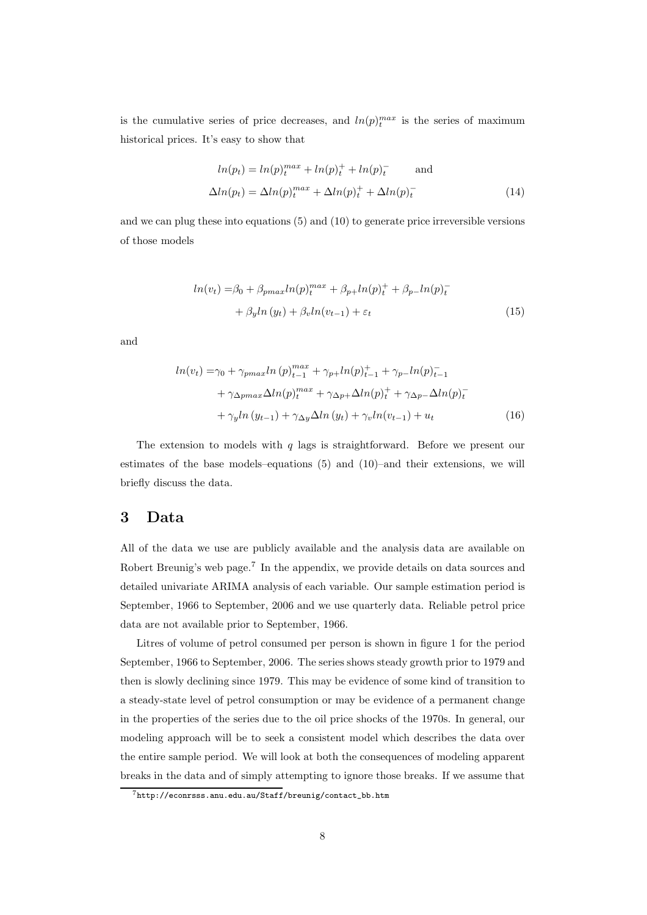is the cumulative series of price decreases, and $ln(p)_t^{max}$ is the series of maximum historical prices. It's easy to show that

$$
\begin{aligned}
ln(p_t) &= ln(p)_t^{max} + ln(p)_t^{+} + ln(p)_t^{-} \qquad \text{and} \\
\Delta ln(p_t) &= \Delta ln(p)_t^{max} + \Delta ln(p)_t^{+} + \Delta ln(p)_t^{-}
\end{aligned}
\tag{14}
$$

and we can plug these into equations (5) and (10) to generate price irreversible versions of those models

$$
\begin{aligned}
ln(v_t) =& \beta_0 + \beta_{pmax} ln(p)_t^{max} + \beta_{p+} ln(p)_t^{+} + \beta_{p-} ln(p)_t^{-} \\
&+ \beta_y ln\,(y_t) + \beta_v ln(v_{t-1}) + \varepsilon_t
\end{aligned}
\tag{15}
$$

and

$$
\begin{aligned}
ln(v_t) =& \gamma_0 + \gamma_{pmax} ln\,(p)_{t-1}^{max} + \gamma_{p+} ln(p)_{t-1}^{+} + \gamma_{p-} ln(p)_{t-1}^{-} \\
&+ \gamma_{\Delta pmax} \Delta ln(p)_t^{max} + \gamma_{\Delta p+} \Delta ln(p)_t^{+} + \gamma_{\Delta p-} \Delta ln(p)_t^{-} \\
&+ \gamma_y ln\,(y_{t-1}) + \gamma_{\Delta y} \Delta ln\,(y_t) + \gamma_v ln(v_{t-1}) + u_t
\end{aligned}
\tag{16}
$$

The extension to models with $q$ lags is straightforward. Before we present our estimates of the base models–equations (5) and (10)–and their extensions, we will briefly discuss the data.

## 3 Data

All of the data we use are publicly available and the analysis data are available on Robert Breunig's web page.[7] In the appendix, we provide details on data sources and detailed univariate ARIMA analysis of each variable. Our sample estimation period is September, 1966 to September, 2006 and we use quarterly data. Reliable petrol price data are not available prior to September, 1966.

Litres of volume of petrol consumed per person is shown in figure 1 for the period September, 1966 to September, 2006. The series shows steady growth prior to 1979 and then is slowly declining since 1979. This may be evidence of some kind of transition to a steady-state level of petrol consumption or may be evidence of a permanent change in the properties of the series due to the oil price shocks of the 1970s. In general, our modeling approach will be to seek a consistent model which describes the data over the entire sample period. We will look at both the consequences of modeling apparent breaks in the data and of simply attempting to ignore those breaks. If we assume that

[7] `http://econrsss.anu.edu.au/Staff/breunig/contact_bb.htm`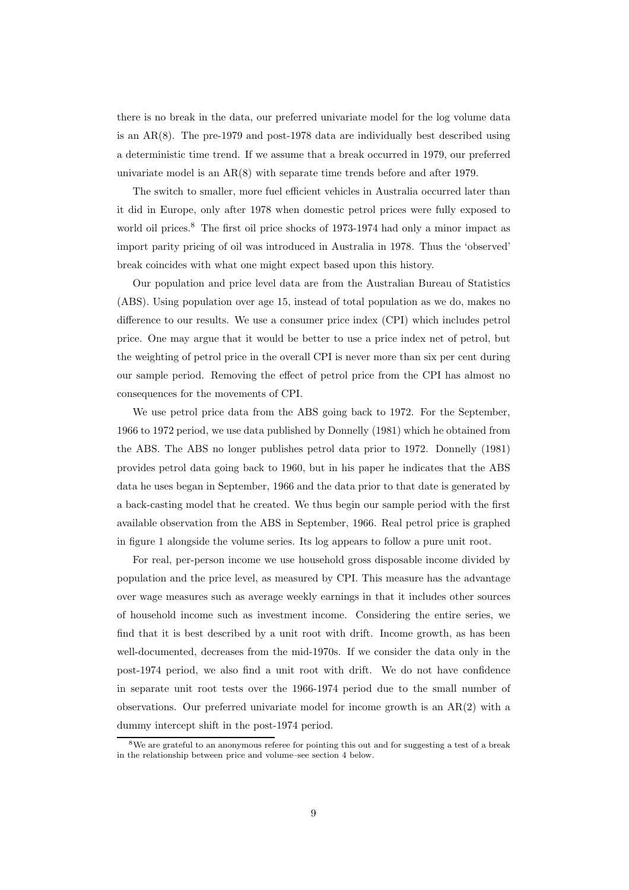there is no break in the data, our preferred univariate model for the log volume data is an AR(8). The pre-1979 and post-1978 data are individually best described using a deterministic time trend. If we assume that a break occurred in 1979, our preferred univariate model is an AR(8) with separate time trends before and after 1979.

The switch to smaller, more fuel efficient vehicles in Australia occurred later than it did in Europe, only after 1978 when domestic petrol prices were fully exposed to world oil prices.[8] The first oil price shocks of 1973-1974 had only a minor impact as import parity pricing of oil was introduced in Australia in 1978. Thus the 'observed' break coincides with what one might expect based upon this history.

Our population and price level data are from the Australian Bureau of Statistics (ABS). Using population over age 15, instead of total population as we do, makes no difference to our results. We use a consumer price index (CPI) which includes petrol price. One may argue that it would be better to use a price index net of petrol, but the weighting of petrol price in the overall CPI is never more than six per cent during our sample period. Removing the effect of petrol price from the CPI has almost no consequences for the movements of CPI.

We use petrol price data from the ABS going back to 1972. For the September, 1966 to 1972 period, we use data published by Donnelly (1981) which he obtained from the ABS. The ABS no longer publishes petrol data prior to 1972. Donnelly (1981) provides petrol data going back to 1960, but in his paper he indicates that the ABS data he uses began in September, 1966 and the data prior to that date is generated by a back-casting model that he created. We thus begin our sample period with the first available observation from the ABS in September, 1966. Real petrol price is graphed in figure 1 alongside the volume series. Its log appears to follow a pure unit root.

For real, per-person income we use household gross disposable income divided by population and the price level, as measured by CPI. This measure has the advantage over wage measures such as average weekly earnings in that it includes other sources of household income such as investment income. Considering the entire series, we find that it is best described by a unit root with drift. Income growth, as has been well-documented, decreases from the mid-1970s. If we consider the data only in the post-1974 period, we also find a unit root with drift. We do not have confidence in separate unit root tests over the 1966-1974 period due to the small number of observations. Our preferred univariate model for income growth is an AR(2) with a dummy intercept shift in the post-1974 period.

[8] We are grateful to an anonymous referee for pointing this out and for suggesting a test of a break in the relationship between price and volume–see section 4 below.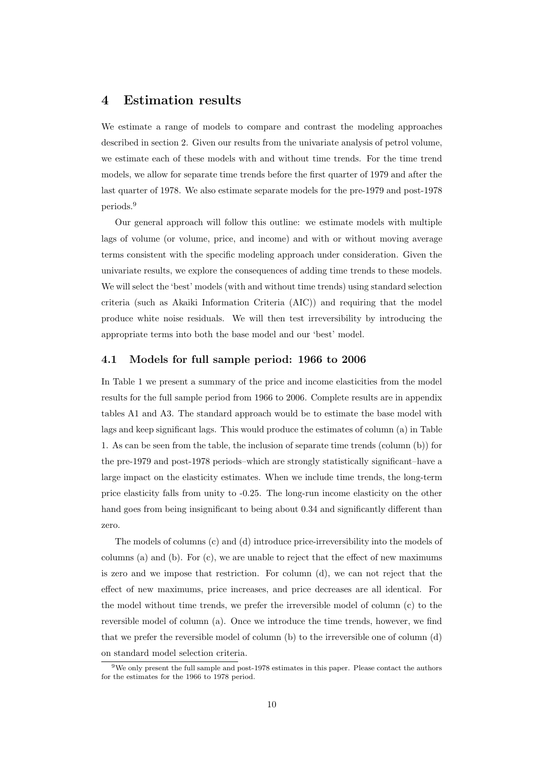## 4 Estimation results

We estimate a range of models to compare and contrast the modeling approaches described in section 2. Given our results from the univariate analysis of petrol volume, we estimate each of these models with and without time trends. For the time trend models, we allow for separate time trends before the first quarter of 1979 and after the last quarter of 1978. We also estimate separate models for the pre-1979 and post-1978 periods.[9]

Our general approach will follow this outline: we estimate models with multiple lags of volume (or volume, price, and income) and with or without moving average terms consistent with the specific modeling approach under consideration. Given the univariate results, we explore the consequences of adding time trends to these models. We will select the 'best' models (with and without time trends) using standard selection criteria (such as Akaiki Information Criteria (AIC)) and requiring that the model produce white noise residuals. We will then test irreversibility by introducing the appropriate terms into both the base model and our 'best' model.

### 4.1 Models for full sample period: 1966 to 2006

In Table 1 we present a summary of the price and income elasticities from the model results for the full sample period from 1966 to 2006. Complete results are in appendix tables A1 and A3. The standard approach would be to estimate the base model with lags and keep significant lags. This would produce the estimates of column (a) in Table 1. As can be seen from the table, the inclusion of separate time trends (column (b)) for the pre-1979 and post-1978 periods–which are strongly statistically significant–have a large impact on the elasticity estimates. When we include time trends, the long-term price elasticity falls from unity to -0.25. The long-run income elasticity on the other hand goes from being insignificant to being about 0.34 and significantly different than zero.

The models of columns (c) and (d) introduce price-irreversibility into the models of columns (a) and (b). For (c), we are unable to reject that the effect of new maximums is zero and we impose that restriction. For column (d), we can not reject that the effect of new maximums, price increases, and price decreases are all identical. For the model without time trends, we prefer the irreversible model of column (c) to the reversible model of column (a). Once we introduce the time trends, however, we find that we prefer the reversible model of column (b) to the irreversible one of column (d) on standard model selection criteria.

[9] We only present the full sample and post-1978 estimates in this paper. Please contact the authors for the estimates for the 1966 to 1978 period.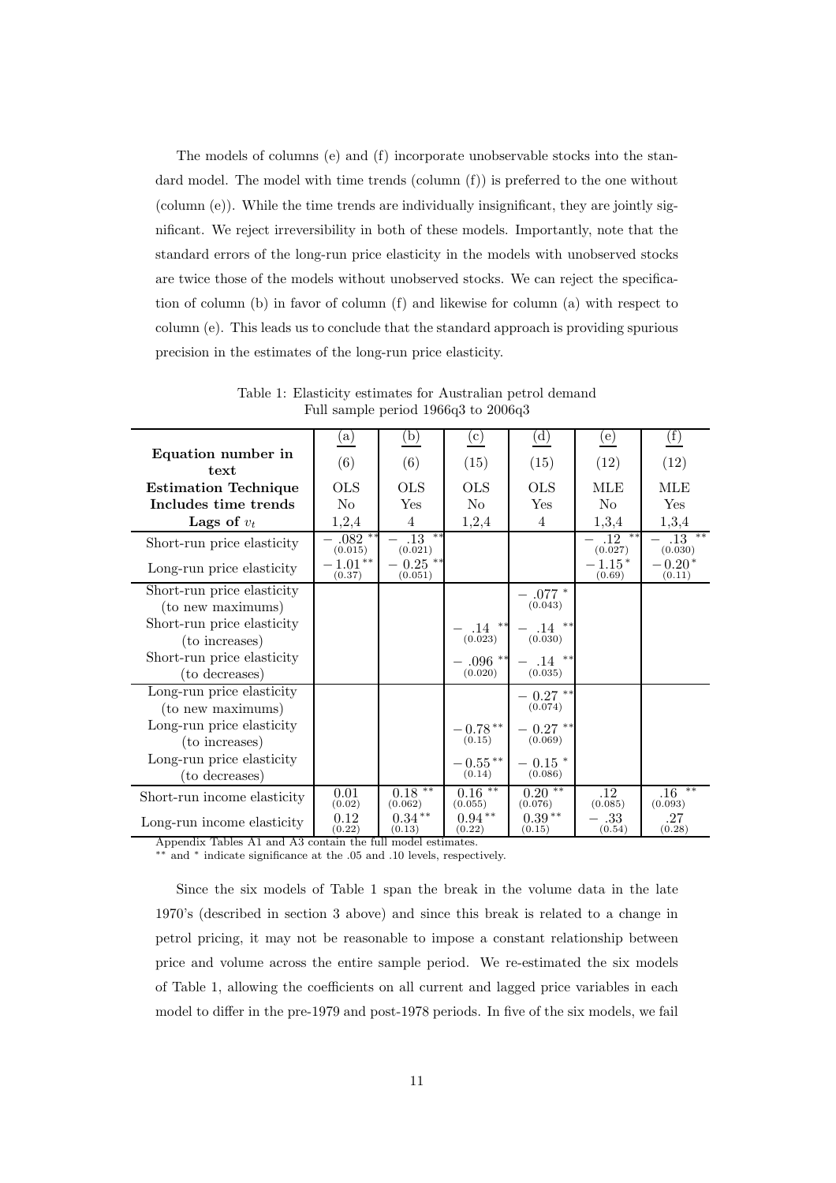The models of columns (e) and (f) incorporate unobservable stocks into the standard model. The model with time trends (column (f)) is preferred to the one without (column (e)). While the time trends are individually insignificant, they are jointly significant. We reject irreversibility in both of these models. Importantly, note that the standard errors of the long-run price elasticity in the models with unobserved stocks are twice those of the models without unobserved stocks. We can reject the specification of column (b) in favor of column (f) and likewise for column (a) with respect to column (e). This leads us to conclude that the standard approach is providing spurious precision in the estimates of the long-run price elasticity.

Table 1: Elasticity estimates for Australian petrol demand
Full sample period 1966q3 to 2006q3

| | (a) | (b) | (c) | (d) | (e) | (f) |
|---|---|---|---|---|---|---|
| **Equation number in text** | (6) | (6) | (15) | (15) | (12) | (12) |
| **Estimation Technique** | OLS | OLS | OLS | OLS | MLE | MLE |
| **Includes time trends** | No | Yes | No | Yes | No | Yes |
| **Lags of $v_t$** | 1,2,4 | 4 | 1,2,4 | 4 | 1,3,4 | 1,3,4 |
| Short-run price elasticity | $-.082^{**}$ (0.015) | $-.13^{**}$ (0.021) | | | $-.12^{**}$ (0.027) | $-.13^{**}$ (0.030) |
| Long-run price elasticity | $-1.01^{**}$ (0.37) | $-0.25^{**}$ (0.051) | | | $-1.15^{*}$ (0.69) | $-0.20^{*}$ (0.11) |
| Short-run price elasticity (to new maximums) | | | | $-.077^{*}$ (0.043) | | |
| Short-run price elasticity (to increases) | | | $-.14^{**}$ (0.023) | $-.14^{**}$ (0.030) | | |
| Short-run price elasticity (to decreases) | | | $-.096^{**}$ (0.020) | $-.14^{**}$ (0.035) | | |
| Long-run price elasticity (to new maximums) | | | | $-0.27^{**}$ (0.074) | | |
| Long-run price elasticity (to increases) | | | $-0.78^{**}$ (0.15) | $-0.27^{**}$ (0.069) | | |
| Long-run price elasticity (to decreases) | | | $-0.55^{**}$ (0.14) | $-0.15^{*}$ (0.086) | | |
| Short-run income elasticity | 0.01 (0.02) | $0.18^{**}$ (0.062) | $0.16^{**}$ (0.055) | $0.20^{**}$ (0.076) | .12 (0.085) | $.16^{**}$ (0.093) |
| Long-run income elasticity | 0.12 (0.22) | $0.34^{**}$ (0.13) | $0.94^{**}$ (0.22) | $0.39^{**}$ (0.15) | $-.33$ (0.54) | .27 (0.28) |

Appendix Tables A1 and A3 contain the full model estimates.
** and * indicate significance at the .05 and .10 levels, respectively.

Since the six models of Table 1 span the break in the volume data in the late 1970's (described in section 3 above) and since this break is related to a change in petrol pricing, it may not be reasonable to impose a constant relationship between price and volume across the entire sample period. We re-estimated the six models of Table 1, allowing the coefficients on all current and lagged price variables in each model to differ in the pre-1979 and post-1978 periods. In five of the six models, we fail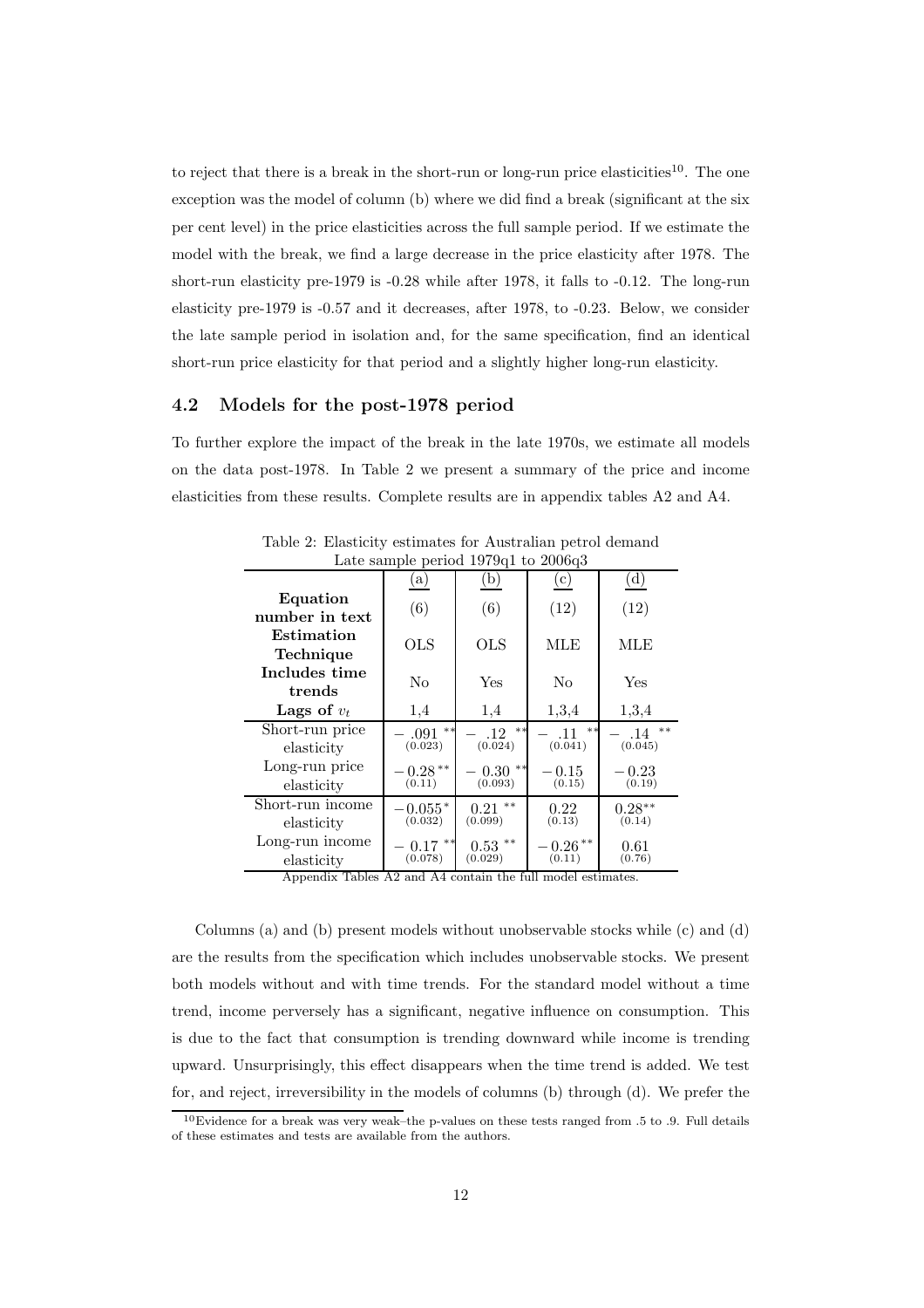to reject that there is a break in the short-run or long-run price elasticities[10]. The one exception was the model of column (b) where we did find a break (significant at the six per cent level) in the price elasticities across the full sample period. If we estimate the model with the break, we find a large decrease in the price elasticity after 1978. The short-run elasticity pre-1979 is -0.28 while after 1978, it falls to -0.12. The long-run elasticity pre-1979 is -0.57 and it decreases, after 1978, to -0.23. Below, we consider the late sample period in isolation and, for the same specification, find an identical short-run price elasticity for that period and a slightly higher long-run elasticity.

## 4.2 Models for the post-1978 period

To further explore the impact of the break in the late 1970s, we estimate all models on the data post-1978. In Table 2 we present a summary of the price and income elasticities from these results. Complete results are in appendix tables A2 and A4.

Table 2: Elasticity estimates for Australian petrol demand
Late sample period 1979q1 to 2006q3

| | (a) | (b) | (c) | (d) |
|---|---|---|---|---|
| **Equation number in text** | (6) | (6) | (12) | (12) |
| **Estimation Technique** | OLS | OLS | MLE | MLE |
| **Includes time trends** | No | Yes | No | Yes |
| **Lags of $v_t$** | 1,4 | 1,4 | 1,3,4 | 1,3,4 |
| Short-run price elasticity | $-.091^{**}$ (0.023) | $-.12^{**}$ (0.024) | $-.11^{**}$ (0.041) | $-.14^{**}$ (0.045) |
| Long-run price elasticity | $-0.28^{**}$ (0.11) | $-0.30^{**}$ (0.093) | $-0.15$ (0.15) | $-0.23$ (0.19) |
| Short-run income elasticity | $-0.055^{*}$ (0.032) | $0.21^{**}$ (0.099) | 0.22 (0.13) | $0.28^{**}$ (0.14) |
| Long-run income elasticity | $-0.17^{**}$ (0.078) | $0.53^{**}$ (0.029) | $-0.26^{**}$ (0.11) | 0.61 (0.76) |

Appendix Tables A2 and A4 contain the full model estimates.

Columns (a) and (b) present models without unobservable stocks while (c) and (d) are the results from the specification which includes unobservable stocks. We present both models without and with time trends. For the standard model without a time trend, income perversely has a significant, negative influence on consumption. This is due to the fact that consumption is trending downward while income is trending upward. Unsurprisingly, this effect disappears when the time trend is added. We test for, and reject, irreversibility in the models of columns (b) through (d). We prefer the

[10] Evidence for a break was very weak–the p-values on these tests ranged from .5 to .9. Full details of these estimates and tests are available from the authors.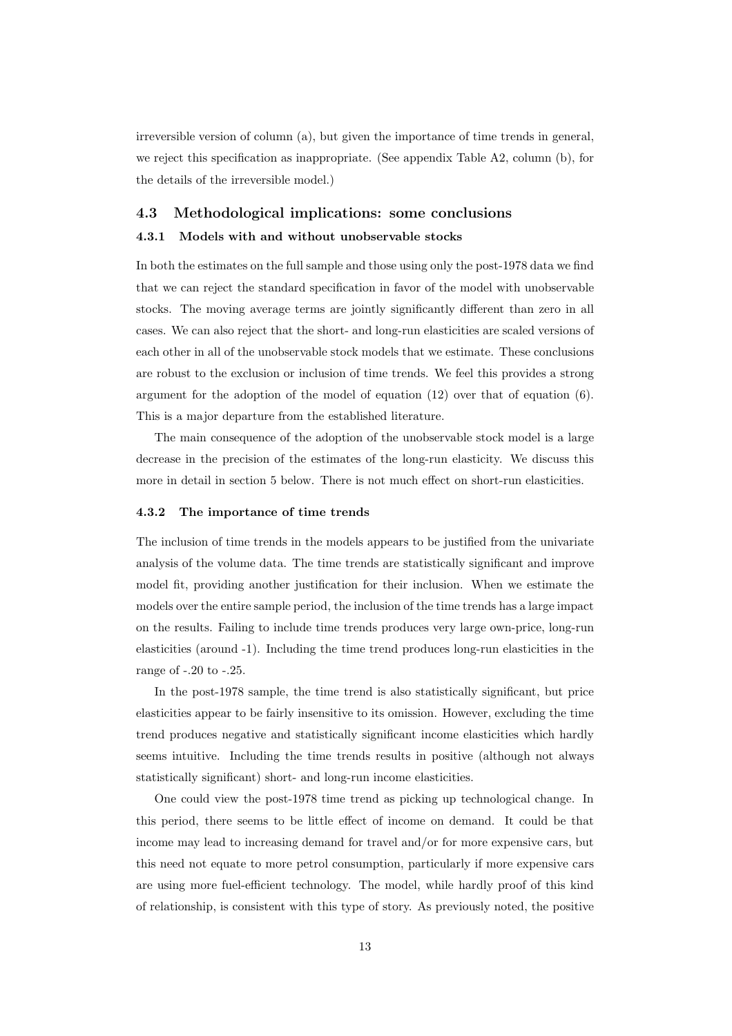irreversible version of column (a), but given the importance of time trends in general, we reject this specification as inappropriate. (See appendix Table A2, column (b), for the details of the irreversible model.)

### 4.3 Methodological implications: some conclusions

#### 4.3.1 Models with and without unobservable stocks

In both the estimates on the full sample and those using only the post-1978 data we find that we can reject the standard specification in favor of the model with unobservable stocks. The moving average terms are jointly significantly different than zero in all cases. We can also reject that the short- and long-run elasticities are scaled versions of each other in all of the unobservable stock models that we estimate. These conclusions are robust to the exclusion or inclusion of time trends. We feel this provides a strong argument for the adoption of the model of equation (12) over that of equation (6). This is a major departure from the established literature.

The main consequence of the adoption of the unobservable stock model is a large decrease in the precision of the estimates of the long-run elasticity. We discuss this more in detail in section 5 below. There is not much effect on short-run elasticities.

#### 4.3.2 The importance of time trends

The inclusion of time trends in the models appears to be justified from the univariate analysis of the volume data. The time trends are statistically significant and improve model fit, providing another justification for their inclusion. When we estimate the models over the entire sample period, the inclusion of the time trends has a large impact on the results. Failing to include time trends produces very large own-price, long-run elasticities (around -1). Including the time trend produces long-run elasticities in the range of -.20 to -.25.

In the post-1978 sample, the time trend is also statistically significant, but price elasticities appear to be fairly insensitive to its omission. However, excluding the time trend produces negative and statistically significant income elasticities which hardly seems intuitive. Including the time trends results in positive (although not always statistically significant) short- and long-run income elasticities.

One could view the post-1978 time trend as picking up technological change. In this period, there seems to be little effect of income on demand. It could be that income may lead to increasing demand for travel and/or for more expensive cars, but this need not equate to more petrol consumption, particularly if more expensive cars are using more fuel-efficient technology. The model, while hardly proof of this kind of relationship, is consistent with this type of story. As previously noted, the positive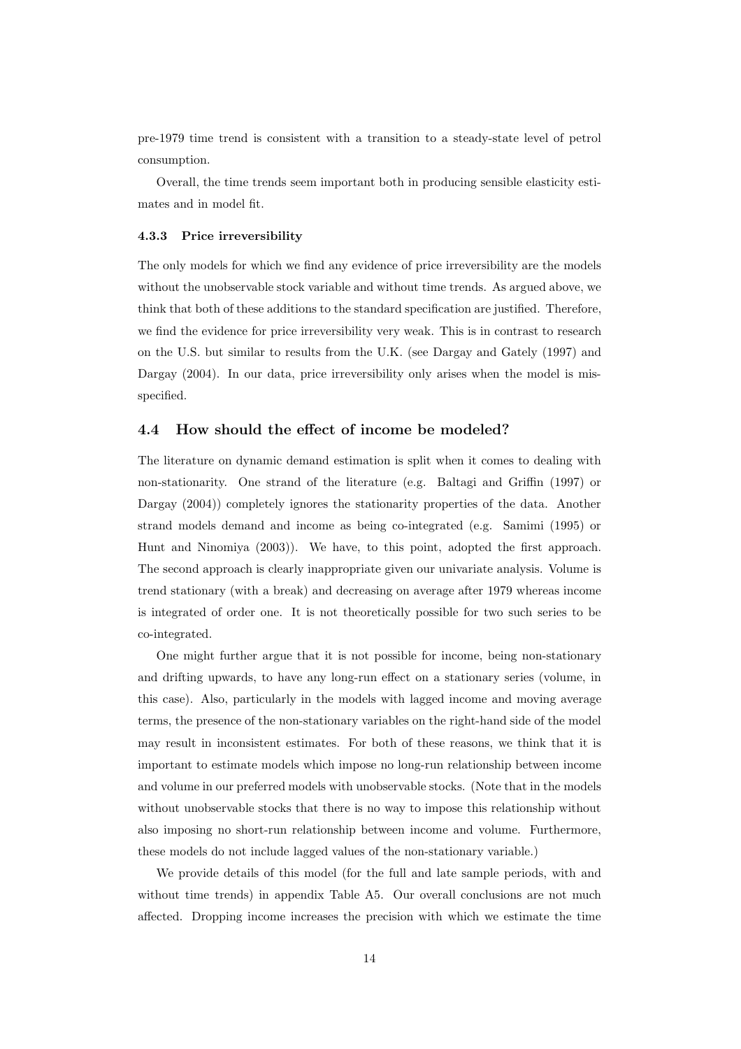pre-1979 time trend is consistent with a transition to a steady-state level of petrol consumption.

Overall, the time trends seem important both in producing sensible elasticity estimates and in model fit.

#### 4.3.3 Price irreversibility

The only models for which we find any evidence of price irreversibility are the models without the unobservable stock variable and without time trends. As argued above, we think that both of these additions to the standard specification are justified. Therefore, we find the evidence for price irreversibility very weak. This is in contrast to research on the U.S. but similar to results from the U.K. (see Dargay and Gately (1997) and Dargay (2004). In our data, price irreversibility only arises when the model is mis-specified.

### 4.4 How should the effect of income be modeled?

The literature on dynamic demand estimation is split when it comes to dealing with non-stationarity. One strand of the literature (e.g. Baltagi and Griffin (1997) or Dargay (2004)) completely ignores the stationarity properties of the data. Another strand models demand and income as being co-integrated (e.g. Samimi (1995) or Hunt and Ninomiya (2003)). We have, to this point, adopted the first approach. The second approach is clearly inappropriate given our univariate analysis. Volume is trend stationary (with a break) and decreasing on average after 1979 whereas income is integrated of order one. It is not theoretically possible for two such series to be co-integrated.

One might further argue that it is not possible for income, being non-stationary and drifting upwards, to have any long-run effect on a stationary series (volume, in this case). Also, particularly in the models with lagged income and moving average terms, the presence of the non-stationary variables on the right-hand side of the model may result in inconsistent estimates. For both of these reasons, we think that it is important to estimate models which impose no long-run relationship between income and volume in our preferred models with unobservable stocks. (Note that in the models without unobservable stocks that there is no way to impose this relationship without also imposing no short-run relationship between income and volume. Furthermore, these models do not include lagged values of the non-stationary variable.)

We provide details of this model (for the full and late sample periods, with and without time trends) in appendix Table A5. Our overall conclusions are not much affected. Dropping income increases the precision with which we estimate the time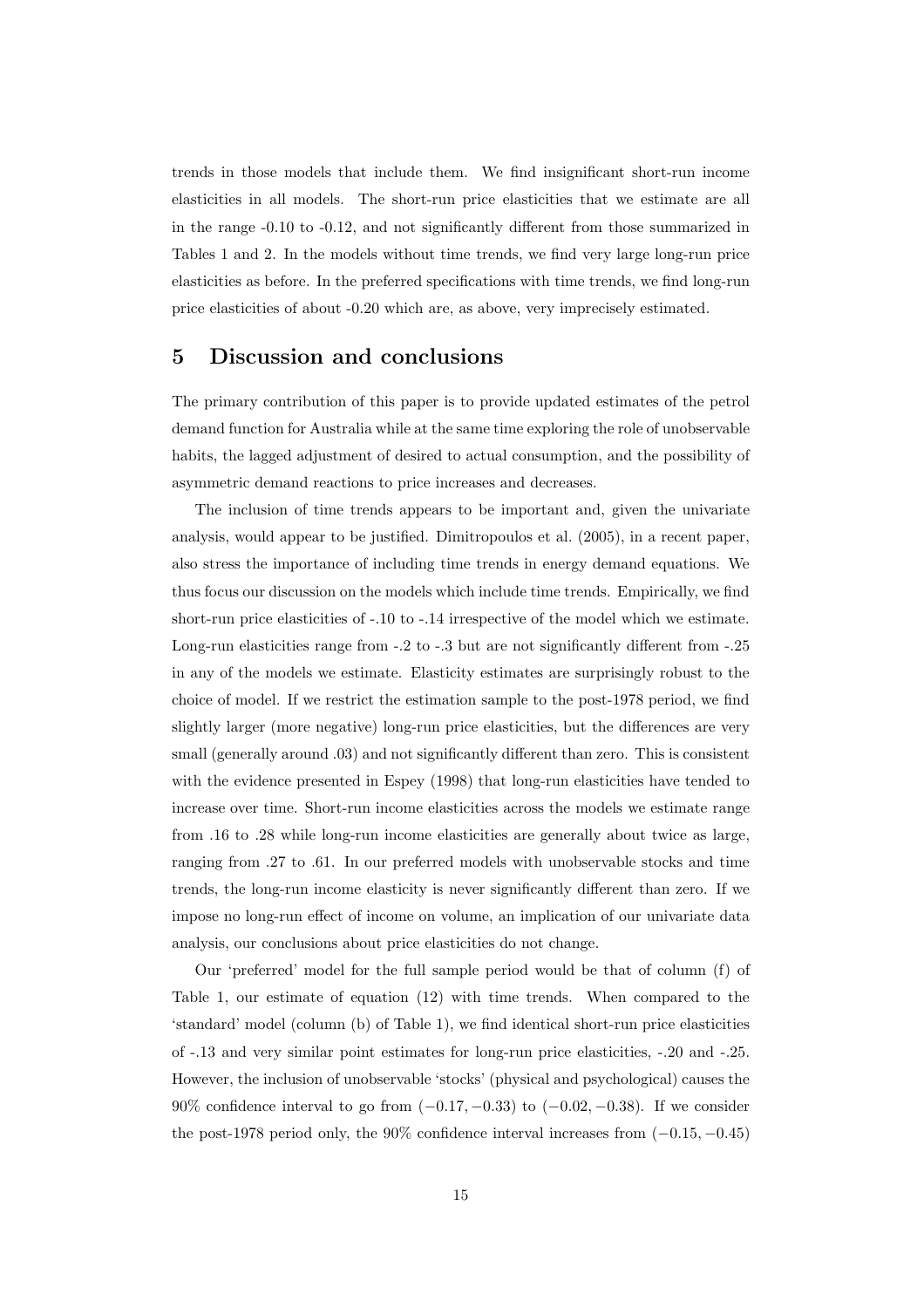trends in those models that include them. We find insignificant short-run income elasticities in all models. The short-run price elasticities that we estimate are all in the range -0.10 to -0.12, and not significantly different from those summarized in Tables 1 and 2. In the models without time trends, we find very large long-run price elasticities as before. In the preferred specifications with time trends, we find long-run price elasticities of about -0.20 which are, as above, very imprecisely estimated.

# 5 Discussion and conclusions

The primary contribution of this paper is to provide updated estimates of the petrol demand function for Australia while at the same time exploring the role of unobservable habits, the lagged adjustment of desired to actual consumption, and the possibility of asymmetric demand reactions to price increases and decreases.

The inclusion of time trends appears to be important and, given the univariate analysis, would appear to be justified. Dimitropoulos et al. (2005), in a recent paper, also stress the importance of including time trends in energy demand equations. We thus focus our discussion on the models which include time trends. Empirically, we find short-run price elasticities of -.10 to -.14 irrespective of the model which we estimate. Long-run elasticities range from -.2 to -.3 but are not significantly different from -.25 in any of the models we estimate. Elasticity estimates are surprisingly robust to the choice of model. If we restrict the estimation sample to the post-1978 period, we find slightly larger (more negative) long-run price elasticities, but the differences are very small (generally around .03) and not significantly different than zero. This is consistent with the evidence presented in Espey (1998) that long-run elasticities have tended to increase over time. Short-run income elasticities across the models we estimate range from .16 to .28 while long-run income elasticities are generally about twice as large, ranging from .27 to .61. In our preferred models with unobservable stocks and time trends, the long-run income elasticity is never significantly different than zero. If we impose no long-run effect of income on volume, an implication of our univariate data analysis, our conclusions about price elasticities do not change.

Our 'preferred' model for the full sample period would be that of column (f) of Table 1, our estimate of equation (12) with time trends. When compared to the 'standard' model (column (b) of Table 1), we find identical short-run price elasticities of -.13 and very similar point estimates for long-run price elasticities, -.20 and -.25. However, the inclusion of unobservable 'stocks' (physical and psychological) causes the 90% confidence interval to go from $(-0.17, -0.33)$ to $(-0.02, -0.38)$. If we consider the post-1978 period only, the 90% confidence interval increases from $(-0.15, -0.45)$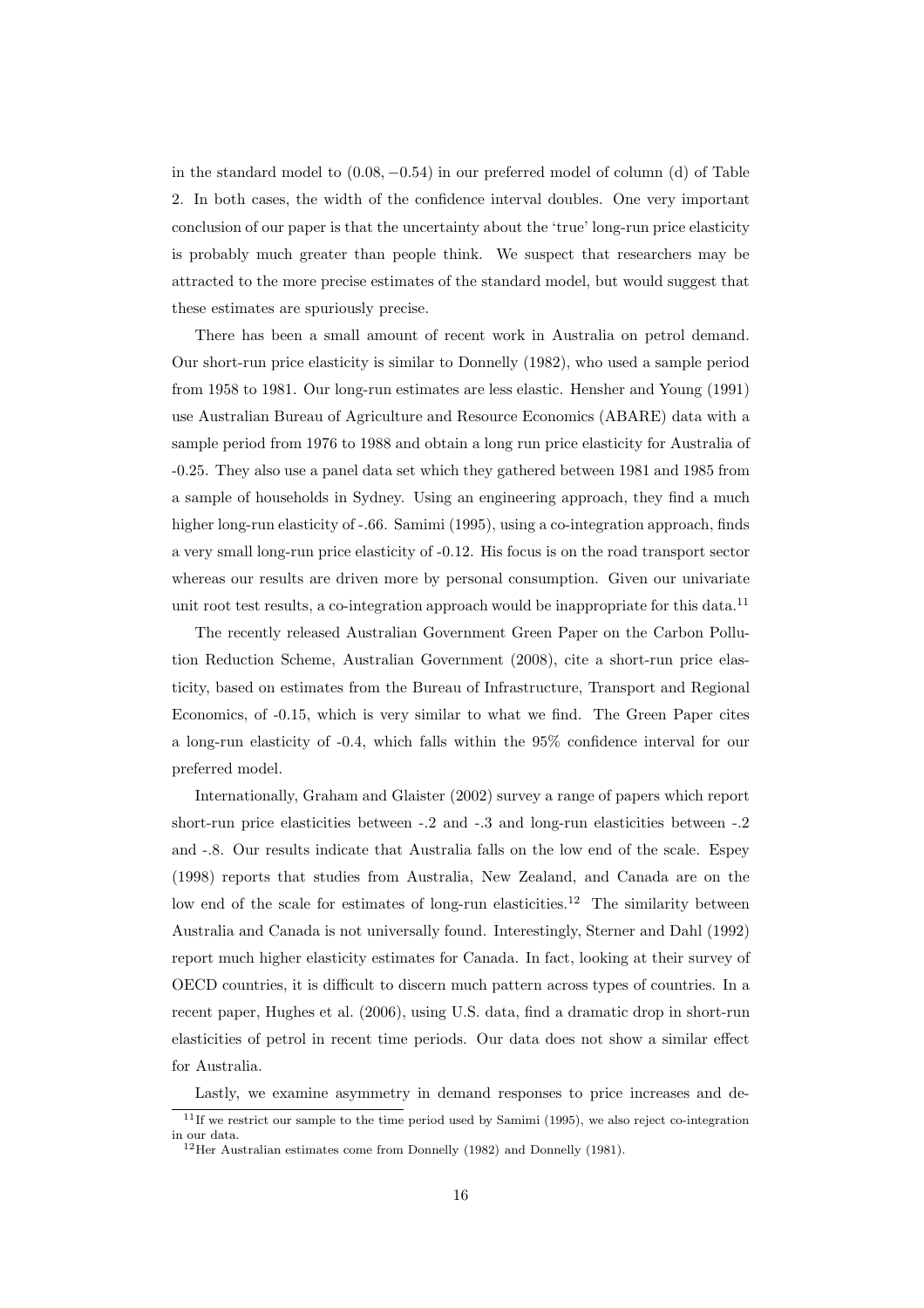in the standard model to $(0.08, -0.54)$ in our preferred model of column (d) of Table 2. In both cases, the width of the confidence interval doubles. One very important conclusion of our paper is that the uncertainty about the 'true' long-run price elasticity is probably much greater than people think. We suspect that researchers may be attracted to the more precise estimates of the standard model, but would suggest that these estimates are spuriously precise.

There has been a small amount of recent work in Australia on petrol demand. Our short-run price elasticity is similar to Donnelly (1982), who used a sample period from 1958 to 1981. Our long-run estimates are less elastic. Hensher and Young (1991) use Australian Bureau of Agriculture and Resource Economics (ABARE) data with a sample period from 1976 to 1988 and obtain a long run price elasticity for Australia of -0.25. They also use a panel data set which they gathered between 1981 and 1985 from a sample of households in Sydney. Using an engineering approach, they find a much higher long-run elasticity of -.66. Samimi (1995), using a co-integration approach, finds a very small long-run price elasticity of -0.12. His focus is on the road transport sector whereas our results are driven more by personal consumption. Given our univariate unit root test results, a co-integration approach would be inappropriate for this data.[11]

The recently released Australian Government Green Paper on the Carbon Pollution Reduction Scheme, Australian Government (2008), cite a short-run price elasticity, based on estimates from the Bureau of Infrastructure, Transport and Regional Economics, of -0.15, which is very similar to what we find. The Green Paper cites a long-run elasticity of -0.4, which falls within the 95% confidence interval for our preferred model.

Internationally, Graham and Glaister (2002) survey a range of papers which report short-run price elasticities between -.2 and -.3 and long-run elasticities between -.2 and -.8. Our results indicate that Australia falls on the low end of the scale. Espey (1998) reports that studies from Australia, New Zealand, and Canada are on the low end of the scale for estimates of long-run elasticities.[12] The similarity between Australia and Canada is not universally found. Interestingly, Sterner and Dahl (1992) report much higher elasticity estimates for Canada. In fact, looking at their survey of OECD countries, it is difficult to discern much pattern across types of countries. In a recent paper, Hughes et al. (2006), using U.S. data, find a dramatic drop in short-run elasticities of petrol in recent time periods. Our data does not show a similar effect for Australia.

Lastly, we examine asymmetry in demand responses to price increases and de-

[11] If we restrict our sample to the time period used by Samimi (1995), we also reject co-integration in our data.

[12] Her Australian estimates come from Donnelly (1982) and Donnelly (1981).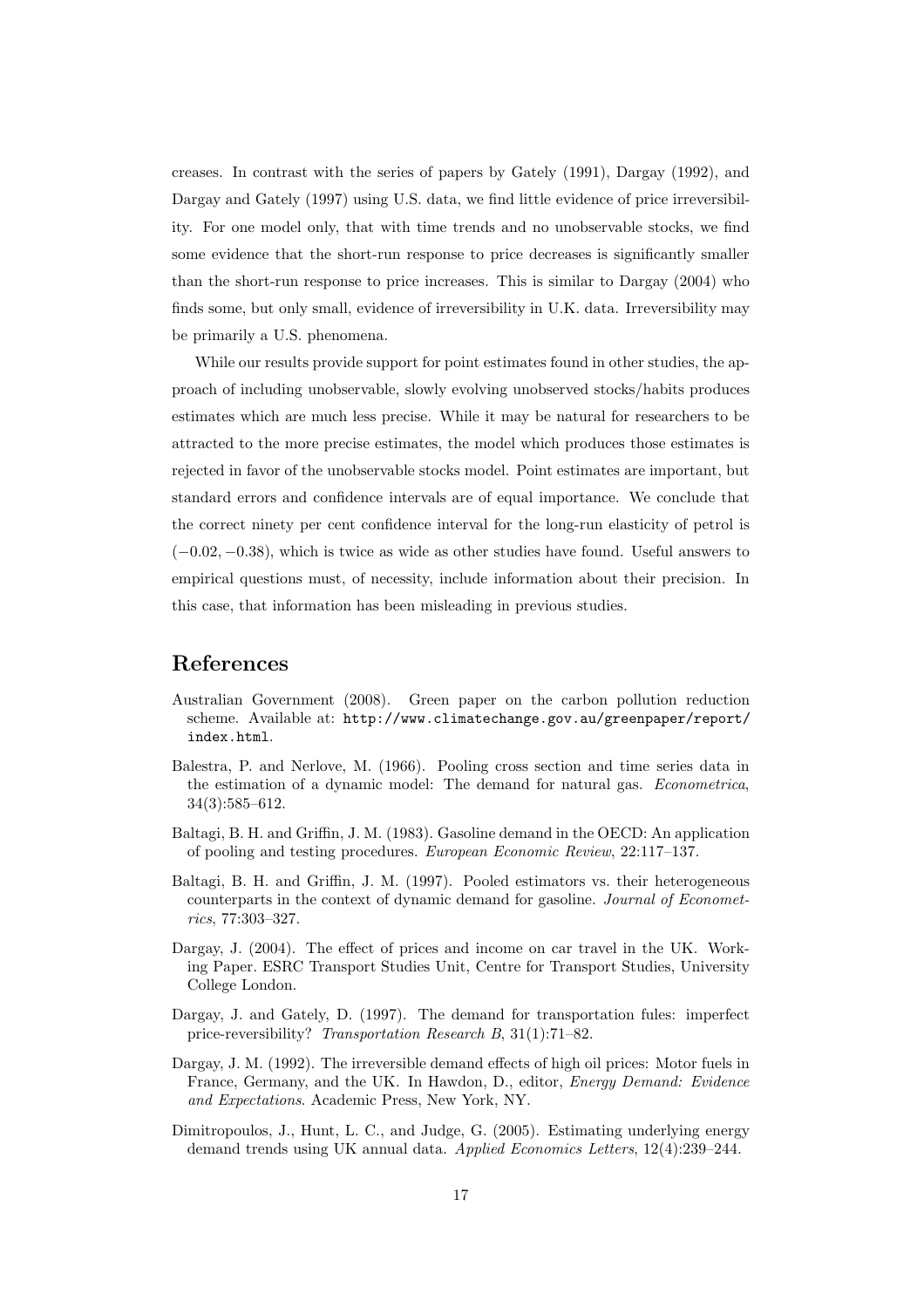creases. In contrast with the series of papers by Gately (1991), Dargay (1992), and Dargay and Gately (1997) using U.S. data, we find little evidence of price irreversibility. For one model only, that with time trends and no unobservable stocks, we find some evidence that the short-run response to price decreases is significantly smaller than the short-run response to price increases. This is similar to Dargay (2004) who finds some, but only small, evidence of irreversibility in U.K. data. Irreversibility may be primarily a U.S. phenomena.

While our results provide support for point estimates found in other studies, the approach of including unobservable, slowly evolving unobserved stocks/habits produces estimates which are much less precise. While it may be natural for researchers to be attracted to the more precise estimates, the model which produces those estimates is rejected in favor of the unobservable stocks model. Point estimates are important, but standard errors and confidence intervals are of equal importance. We conclude that the correct ninety per cent confidence interval for the long-run elasticity of petrol is $(-0.02, -0.38)$, which is twice as wide as other studies have found. Useful answers to empirical questions must, of necessity, include information about their precision. In this case, that information has been misleading in previous studies.

# References

Australian Government (2008). Green paper on the carbon pollution reduction scheme. Available at: http://www.climatechange.gov.au/greenpaper/report/index.html.

Balestra, P. and Nerlove, M. (1966). Pooling cross section and time series data in the estimation of a dynamic model: The demand for natural gas. *Econometrica*, 34(3):585–612.

Baltagi, B. H. and Griffin, J. M. (1983). Gasoline demand in the OECD: An application of pooling and testing procedures. *European Economic Review*, 22:117–137.

Baltagi, B. H. and Griffin, J. M. (1997). Pooled estimators vs. their heterogeneous counterparts in the context of dynamic demand for gasoline. *Journal of Econometrics*, 77:303–327.

Dargay, J. (2004). The effect of prices and income on car travel in the UK. Working Paper. ESRC Transport Studies Unit, Centre for Transport Studies, University College London.

Dargay, J. and Gately, D. (1997). The demand for transportation fules: imperfect price-reversibility? *Transportation Research B*, 31(1):71–82.

Dargay, J. M. (1992). The irreversible demand effects of high oil prices: Motor fuels in France, Germany, and the UK. In Hawdon, D., editor, *Energy Demand: Evidence and Expectations*. Academic Press, New York, NY.

Dimitropoulos, J., Hunt, L. C., and Judge, G. (2005). Estimating underlying energy demand trends using UK annual data. *Applied Economics Letters*, 12(4):239–244.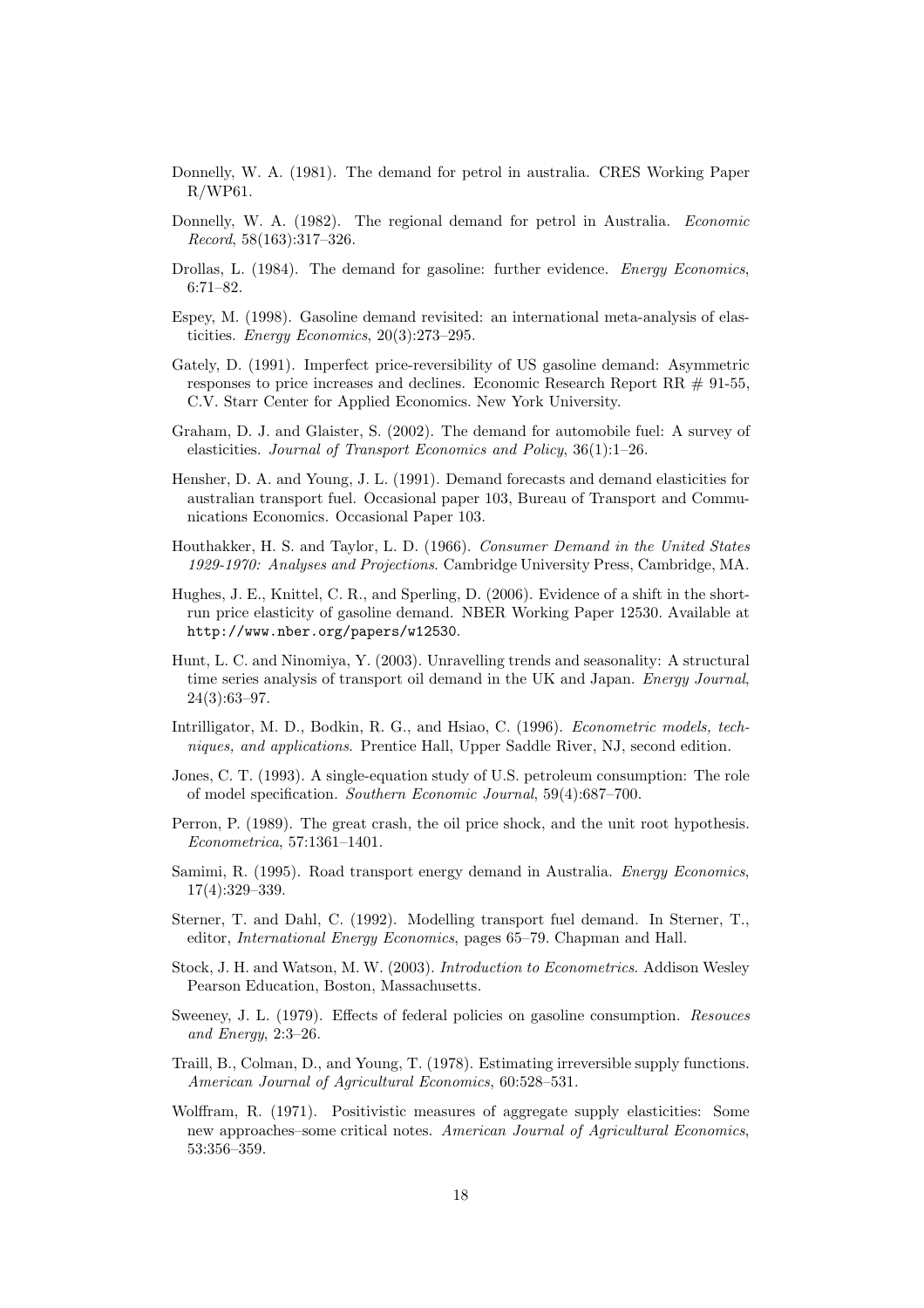Donnelly, W. A. (1981). The demand for petrol in australia. CRES Working Paper R/WP61.

Donnelly, W. A. (1982). The regional demand for petrol in Australia. *Economic Record*, 58(163):317–326.

Drollas, L. (1984). The demand for gasoline: further evidence. *Energy Economics*, 6:71–82.

Espey, M. (1998). Gasoline demand revisited: an international meta-analysis of elasticities. *Energy Economics*, 20(3):273–295.

Gately, D. (1991). Imperfect price-reversibility of US gasoline demand: Asymmetric responses to price increases and declines. Economic Research Report RR # 91-55, C.V. Starr Center for Applied Economics. New York University.

Graham, D. J. and Glaister, S. (2002). The demand for automobile fuel: A survey of elasticities. *Journal of Transport Economics and Policy*, 36(1):1–26.

Hensher, D. A. and Young, J. L. (1991). Demand forecasts and demand elasticities for australian transport fuel. Occasional paper 103, Bureau of Transport and Communications Economics. Occasional Paper 103.

Houthakker, H. S. and Taylor, L. D. (1966). *Consumer Demand in the United States 1929-1970: Analyses and Projections*. Cambridge University Press, Cambridge, MA.

Hughes, J. E., Knittel, C. R., and Sperling, D. (2006). Evidence of a shift in the short-run price elasticity of gasoline demand. NBER Working Paper 12530. Available at `http://www.nber.org/papers/w12530`.

Hunt, L. C. and Ninomiya, Y. (2003). Unravelling trends and seasonality: A structural time series analysis of transport oil demand in the UK and Japan. *Energy Journal*, 24(3):63–97.

Intrilligator, M. D., Bodkin, R. G., and Hsiao, C. (1996). *Econometric models, techniques, and applications*. Prentice Hall, Upper Saddle River, NJ, second edition.

Jones, C. T. (1993). A single-equation study of U.S. petroleum consumption: The role of model specification. *Southern Economic Journal*, 59(4):687–700.

Perron, P. (1989). The great crash, the oil price shock, and the unit root hypothesis. *Econometrica*, 57:1361–1401.

Samimi, R. (1995). Road transport energy demand in Australia. *Energy Economics*, 17(4):329–339.

Sterner, T. and Dahl, C. (1992). Modelling transport fuel demand. In Sterner, T., editor, *International Energy Economics*, pages 65–79. Chapman and Hall.

Stock, J. H. and Watson, M. W. (2003). *Introduction to Econometrics*. Addison Wesley Pearson Education, Boston, Massachusetts.

Sweeney, J. L. (1979). Effects of federal policies on gasoline consumption. *Resouces and Energy*, 2:3–26.

Traill, B., Colman, D., and Young, T. (1978). Estimating irreversible supply functions. *American Journal of Agricultural Economics*, 60:528–531.

Wolffram, R. (1971). Positivistic measures of aggregate supply elasticities: Some new approaches–some critical notes. *American Journal of Agricultural Economics*, 53:356–359.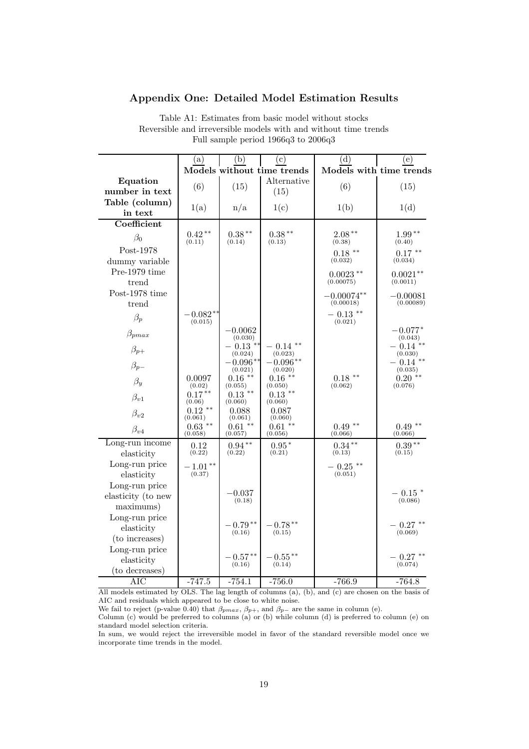## Appendix One: Detailed Model Estimation Results

Table A1: Estimates from basic model without stocks
Reversible and irreversible models with and without time trends
Full sample period 1966q3 to 2006q3

| | (a) | (b) | (c) | (d) | (e) |
|---|---|---|---|---|---|
| | Models without time trends | | | Models with time trends | |
| **Equation number in text** | (6) | (15) | Alternative (15) | (6) | (15) |
| **Table (column) in text** | 1(a) | n/a | 1(c) | 1(b) | 1(d) |
| **Coefficient** | | | | | |
| $\beta_0$ | $0.42^{**}$ (0.11) | $0.38^{**}$ (0.14) | $0.38^{**}$ (0.13) | $2.08^{**}$ (0.38) | $1.99^{**}$ (0.40) |
| Post-1978 dummy variable | | | | $0.18^{**}$ (0.032) | $0.17^{**}$ (0.034) |
| Pre-1979 time trend | | | | $0.0023^{**}$ (0.00075) | $0.0021^{**}$ (0.0011) |
| Post-1978 time trend | | | | $-0.00074^{**}$ (0.00018) | $-0.00081$ (0.00089) |
| $\beta_p$ | $-0.082^{**}$ (0.015) | | | $-0.13^{**}$ (0.021) | |
| $\beta_{pmax}$ | | $-0.0062$ (0.030) | | | $-0.077^{*}$ (0.043) |
| $\beta_{p+}$ | | $-0.13^{**}$ (0.024) | $-0.14^{**}$ (0.023) | | $-0.14^{**}$ (0.030) |
| $\beta_{p-}$ | | $-0.096^{**}$ (0.021) | $-0.096^{**}$ (0.020) | | $-0.14^{**}$ (0.035) |
| $\beta_y$ | 0.0097 (0.02) | $0.16^{**}$ (0.055) | $0.16^{**}$ (0.050) | $0.18^{**}$ (0.062) | $0.20^{**}$ (0.076) |
| $\beta_{v1}$ | $0.17^{**}$ (0.06) | $0.13^{**}$ (0.060) | $0.13^{**}$ (0.060) | | |
| $\beta_{v2}$ | $0.12^{**}$ (0.061) | 0.088 (0.061) | 0.087 (0.060) | | |
| $\beta_{v4}$ | $0.63^{**}$ (0.058) | $0.61^{**}$ (0.057) | $0.61^{**}$ (0.056) | $0.49^{**}$ (0.066) | $0.49^{**}$ (0.066) |
| Long-run income elasticity | 0.12 (0.22) | $0.94^{**}$ (0.22) | $0.95^{*}$ (0.21) | $0.34^{**}$ (0.13) | $0.39^{**}$ (0.15) |
| Long-run price elasticity | $-1.01^{**}$ (0.37) | | | $-0.25^{**}$ (0.051) | |
| Long-run price elasticity (to new maximums) | | $-0.037$ (0.18) | | | $-0.15^{*}$ (0.086) |
| Long-run price elasticity (to increases) | | $-0.79^{**}$ (0.16) | $-0.78^{**}$ (0.15) | | $-0.27^{**}$ (0.069) |
| Long-run price elasticity (to decreases) | | $-0.57^{**}$ (0.16) | $-0.55^{**}$ (0.14) | | $-0.27^{**}$ (0.074) |
| AIC | -747.5 | -754.1 | -756.0 | -766.9 | -764.8 |

All models estimated by OLS. The lag length of columns (a), (b), and (c) are chosen on the basis of AIC and residuals which appeared to be close to white noise.

We fail to reject (p-value 0.40) that $\beta_{pmax}$, $\beta_{p+}$, and $\beta_{p-}$ are the same in column (e).

Column (c) would be preferred to columns (a) or (b) while column (d) is preferred to column (e) on standard model selection criteria.

In sum, we would reject the irreversible model in favor of the standard reversible model once we incorporate time trends in the model.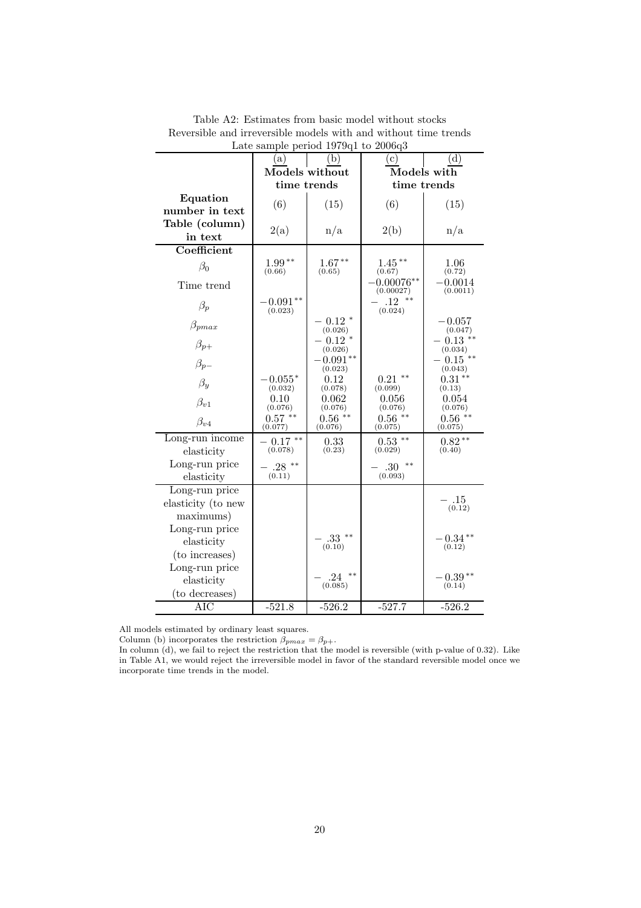Table A2: Estimates from basic model without stocks
Reversible and irreversible models with and without time trends
Late sample period 1979q1 to 2006q3

| | (a) | (b) | (c) | (d) |
|---|---|---|---|---|
| | Models without time trends | | Models with time trends | |
| **Equation number in text** | (6) | (15) | (6) | (15) |
| **Table (column) in text** | 2(a) | n/a | 2(b) | n/a |
| **Coefficient** | | | | |
| $\beta_0$ | $1.99^{**}$ (0.66) | $1.67^{**}$ (0.65) | $1.45^{**}$ (0.67) | 1.06 (0.72) |
| Time trend | | | $-0.00076^{**}$ (0.00027) | $-0.0014$ (0.0011) |
| $\beta_p$ | $-0.091^{**}$ (0.023) | | $-.12^{**}$ (0.024) | |
| $\beta_{pmax}$ | | $-0.12^{*}$ (0.026) | | $-0.057$ (0.047) |
| $\beta_{p+}$ | | $-0.12^{*}$ (0.026) | | $-0.13^{**}$ (0.034) |
| $\beta_{p-}$ | | $-0.091^{**}$ (0.023) | | $-0.15^{**}$ (0.043) |
| $\beta_y$ | $-0.055^{*}$ (0.032) | 0.12 (0.078) | $0.21^{**}$ (0.099) | $0.31^{**}$ (0.13) |
| $\beta_{v1}$ | 0.10 (0.076) | 0.062 (0.076) | 0.056 (0.076) | 0.054 (0.076) |
| $\beta_{v4}$ | $0.57^{**}$ (0.077) | $0.56^{**}$ (0.076) | $0.56^{**}$ (0.075) | $0.56^{**}$ (0.075) |
| Long-run income elasticity | $-0.17^{**}$ (0.078) | 0.33 (0.23) | $0.53^{**}$ (0.029) | $0.82^{**}$ (0.40) |
| Long-run price elasticity | $-.28^{**}$ (0.11) | | $-.30^{**}$ (0.093) | |
| Long-run price elasticity (to new maximums) | | | | $-.15$ (0.12) |
| Long-run price elasticity (to increases) | | $-.33^{**}$ (0.10) | | $-0.34^{**}$ (0.12) |
| Long-run price elasticity (to decreases) | | $-.24^{**}$ (0.085) | | $-0.39^{**}$ (0.14) |
| AIC | -521.8 | -526.2 | -527.7 | -526.2 |

All models estimated by ordinary least squares.

Column (b) incorporates the restriction $\beta_{pmax} = \beta_{p+}$.

In column (d), we fail to reject the restriction that the model is reversible (with p-value of 0.32). Like in Table A1, we would reject the irreversible model in favor of the standard reversible model once we incorporate time trends in the model.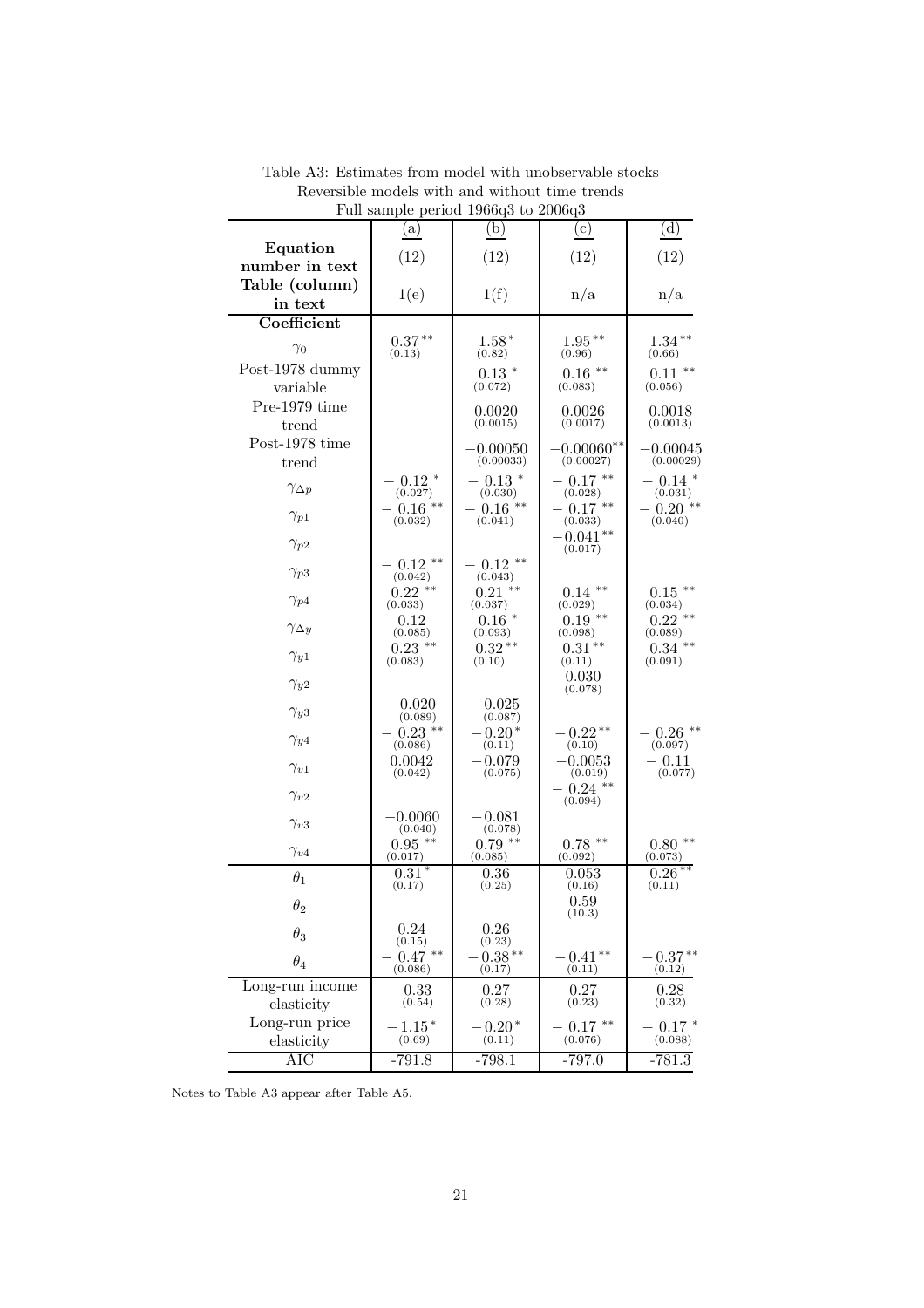Table A3: Estimates from model with unobservable stocks
Reversible models with and without time trends
Full sample period 1966q3 to 2006q3

| | (a) | (b) | (c) | (d) |
|---|---|---|---|---|
| **Equation number in text** | (12) | (12) | (12) | (12) |
| **Table (column) in text** | 1(e) | 1(f) | n/a | n/a |
| **Coefficient** | | | | |
| $\gamma_0$ | $0.37^{**}$ (0.13) | $1.58^{*}$ (0.82) | $1.95^{**}$ (0.96) | $1.34^{**}$ (0.66) |
| Post-1978 dummy variable | | $0.13^{*}$ (0.072) | $0.16^{**}$ (0.083) | $0.11^{**}$ (0.056) |
| Pre-1979 time trend | | 0.0020 (0.0015) | 0.0026 (0.0017) | 0.0018 (0.0013) |
| Post-1978 time trend | | $-0.00050$ (0.00033) | $-0.00060^{**}$ (0.00027) | $-0.00045$ (0.00029) |
| $\gamma_{\Delta p}$ | $-0.12^{*}$ (0.027) | $-0.13^{*}$ (0.030) | $-0.17^{**}$ (0.028) | $-0.14^{*}$ (0.031) |
| $\gamma_{p1}$ | $-0.16^{**}$ (0.032) | $-0.16^{**}$ (0.041) | $-0.17^{**}$ (0.033) | $-0.20^{**}$ (0.040) |
| $\gamma_{p2}$ | | | $-0.041^{**}$ (0.017) | |
| $\gamma_{p3}$ | $-0.12^{**}$ (0.042) | $-0.12^{**}$ (0.043) | | |
| $\gamma_{p4}$ | $0.22^{**}$ (0.033) | $0.21^{**}$ (0.037) | $0.14^{**}$ (0.029) | $0.15^{**}$ (0.034) |
| $\gamma_{\Delta y}$ | 0.12 (0.085) | $0.16^{*}$ (0.093) | $0.19^{**}$ (0.098) | $0.22^{**}$ (0.089) |
| $\gamma_{y1}$ | $0.23^{**}$ (0.083) | $0.32^{**}$ (0.10) | $0.31^{**}$ (0.11) | $0.34^{**}$ (0.091) |
| $\gamma_{y2}$ | | | 0.030 (0.078) | |
| $\gamma_{y3}$ | $-0.020$ (0.089) | $-0.025$ (0.087) | | |
| $\gamma_{y4}$ | $-0.23^{**}$ (0.086) | $-0.20^{*}$ (0.11) | $-0.22^{**}$ (0.10) | $-0.26^{**}$ (0.097) |
| $\gamma_{v1}$ | 0.0042 (0.042) | $-0.079$ (0.075) | $-0.0053$ (0.019) | $-0.11$ (0.077) |
| $\gamma_{v2}$ | | | $-0.24^{**}$ (0.094) | |
| $\gamma_{v3}$ | $-0.0060$ (0.040) | $-0.081$ (0.078) | | |
| $\gamma_{v4}$ | $0.95^{**}$ (0.017) | $0.79^{**}$ (0.085) | $0.78^{**}$ (0.092) | $0.80^{**}$ (0.073) |
| $\theta_1$ | $0.31^{*}$ (0.17) | 0.36 (0.25) | 0.053 (0.16) | $0.26^{**}$ (0.11) |
| $\theta_2$ | | | 0.59 (10.3) | |
| $\theta_3$ | 0.24 (0.15) | 0.26 (0.23) | | |
| $\theta_4$ | $-0.47^{**}$ (0.086) | $-0.38^{**}$ (0.17) | $-0.41^{**}$ (0.11) | $-0.37^{**}$ (0.12) |
| Long-run income elasticity | $-0.33$ (0.54) | 0.27 (0.28) | 0.27 (0.23) | 0.28 (0.32) |
| Long-run price elasticity | $-1.15^{*}$ (0.69) | $-0.20^{*}$ (0.11) | $-0.17^{**}$ (0.076) | $-0.17^{*}$ (0.088) |
| AIC | -791.8 | -798.1 | -797.0 | -781.3 |

Notes to Table A3 appear after Table A5.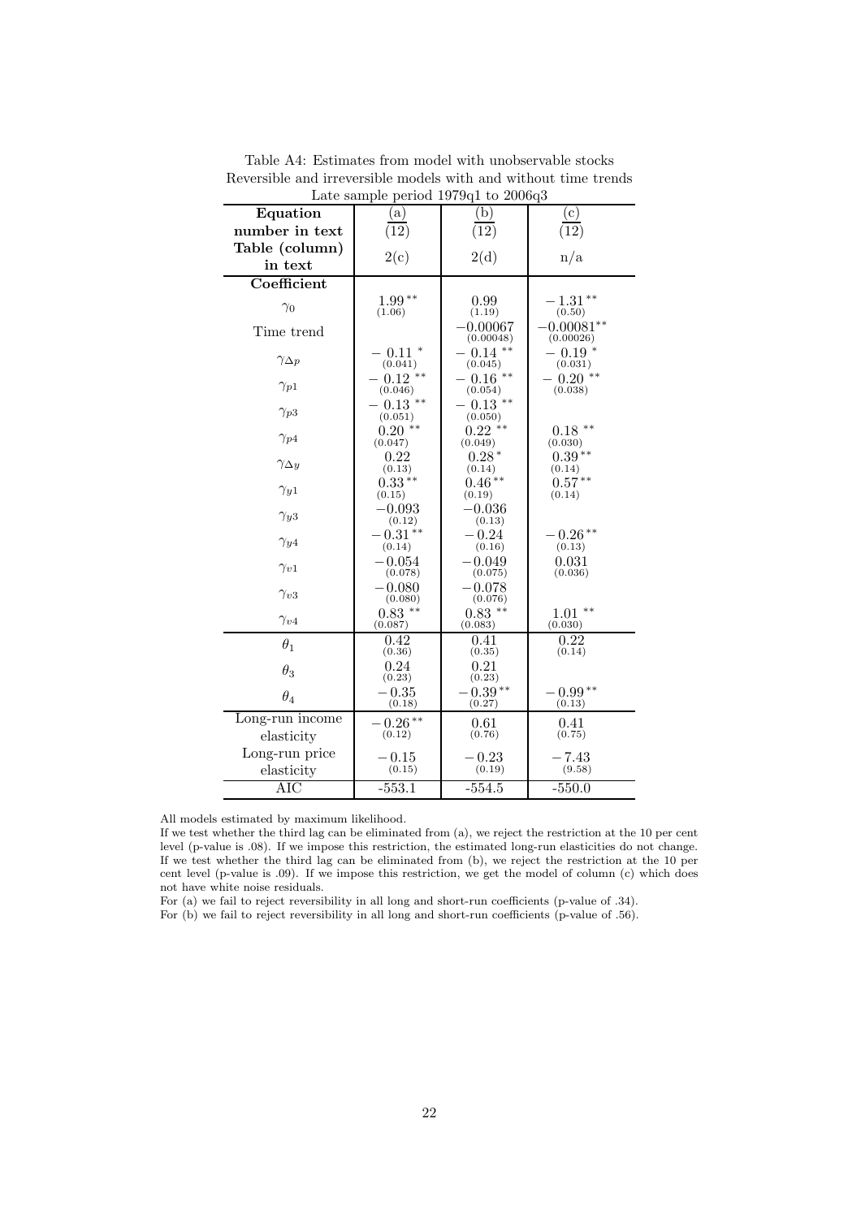Table A4: Estimates from model with unobservable stocks
Reversible and irreversible models with and without time trends
Late sample period 1979q1 to 2006q3

| **Equation number in text** | (a) (12) | (b) (12) | (c) (12) |
|---|---|---|---|
| **Table (column) in text** | 2(c) | 2(d) | n/a |
| **Coefficient** | | | |
| $\gamma_0$ | $1.99^{**}$ (1.06) | 0.99 (1.19) | $-1.31^{**}$ (0.50) |
| Time trend | | $-0.00067$ (0.00048) | $-0.00081^{**}$ (0.00026) |
| $\gamma_{\Delta p}$ | $-0.11^{*}$ (0.041) | $-0.14^{**}$ (0.045) | $-0.19^{*}$ (0.031) |
| $\gamma_{p1}$ | $-0.12^{**}$ (0.046) | $-0.16^{**}$ (0.054) | $-0.20^{**}$ (0.038) |
| $\gamma_{p3}$ | $-0.13^{**}$ (0.051) | $-0.13^{**}$ (0.050) | |
| $\gamma_{p4}$ | $0.20^{**}$ (0.047) | $0.22^{**}$ (0.049) | $0.18^{**}$ (0.030) |
| $\gamma_{\Delta y}$ | 0.22 (0.13) | $0.28^{*}$ (0.14) | $0.39^{**}$ (0.14) |
| $\gamma_{y1}$ | $0.33^{**}$ (0.15) | $0.46^{**}$ (0.19) | $0.57^{**}$ (0.14) |
| $\gamma_{y3}$ | $-0.093$ (0.12) | $-0.036$ (0.13) | |
| $\gamma_{y4}$ | $-0.31^{**}$ (0.14) | $-0.24$ (0.16) | $-0.26^{**}$ (0.13) |
| $\gamma_{v1}$ | $-0.054$ (0.078) | $-0.049$ (0.075) | 0.031 (0.036) |
| $\gamma_{v3}$ | $-0.080$ (0.080) | $-0.078$ (0.076) | |
| $\gamma_{v4}$ | $0.83^{**}$ (0.087) | $0.83^{**}$ (0.083) | $1.01^{**}$ (0.030) |
| $\theta_1$ | 0.42 (0.36) | 0.41 (0.35) | 0.22 (0.14) |
| $\theta_3$ | 0.24 (0.23) | 0.21 (0.23) | |
| $\theta_4$ | $-0.35$ (0.18) | $-0.39^{**}$ (0.27) | $-0.99^{**}$ (0.13) |
| Long-run income elasticity | $-0.26^{**}$ (0.12) | 0.61 (0.76) | 0.41 (0.75) |
| Long-run price elasticity | $-0.15$ (0.15) | $-0.23$ (0.19) | $-7.43$ (9.58) |
| AIC | -553.1 | -554.5 | -550.0 |

All models estimated by maximum likelihood.

If we test whether the third lag can be eliminated from (a), we reject the restriction at the 10 per cent level (p-value is .08). If we impose this restriction, the estimated long-run elasticities do not change. If we test whether the third lag can be eliminated from (b), we reject the restriction at the 10 per cent level (p-value is .09). If we impose this restriction, we get the model of column (c) which does not have white noise residuals.

For (a) we fail to reject reversibility in all long and short-run coefficients (p-value of .34).

For (b) we fail to reject reversibility in all long and short-run coefficients (p-value of .56).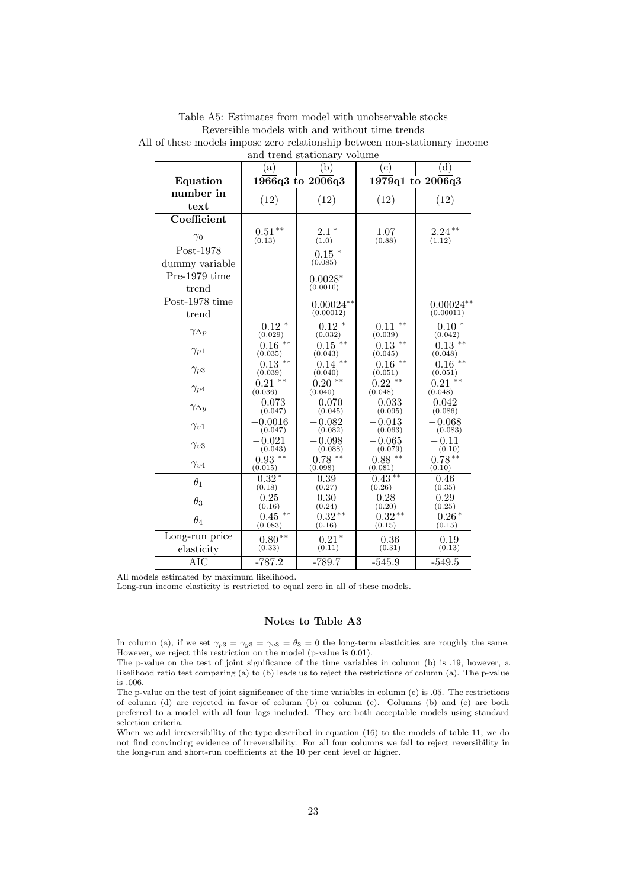Table A5: Estimates from model with unobservable stocks
Reversible models with and without time trends
All of these models impose zero relationship between non-stationary income and trend stationary volume

| | (a) | (b) | (c) | (d) |
|---|---|---|---|---|
| **Equation** | **1966q3 to 2006q3** | | **1979q1 to 2006q3** | |
| **number in text** | (12) | (12) | (12) | (12) |
| **Coefficient** | | | | |
| $\gamma_0$ | $0.51^{**}$ (0.13) | $2.1^{*}$ (1.0) | 1.07 (0.88) | $2.24^{**}$ (1.12) |
| Post-1978 dummy variable | | $0.15^{*}$ (0.085) | | |
| Pre-1979 time trend | | $0.0028^{*}$ (0.0016) | | |
| Post-1978 time trend | | $-0.00024^{**}$ (0.00012) | | $-0.00024^{**}$ (0.00011) |
| $\gamma_{\Delta p}$ | $-0.12^{*}$ (0.029) | $-0.12^{*}$ (0.032) | $-0.11^{**}$ (0.039) | $-0.10^{*}$ (0.042) |
| $\gamma_{p1}$ | $-0.16^{**}$ (0.035) | $-0.15^{**}$ (0.043) | $-0.13^{**}$ (0.045) | $-0.13^{**}$ (0.048) |
| $\gamma_{p3}$ | $-0.13^{**}$ (0.039) | $-0.14^{**}$ (0.040) | $-0.16^{**}$ (0.051) | $-0.16^{**}$ (0.051) |
| $\gamma_{p4}$ | $0.21^{**}$ (0.036) | $0.20^{**}$ (0.040) | $0.22^{**}$ (0.048) | $0.21^{**}$ (0.048) |
| $\gamma_{\Delta y}$ | $-0.073$ (0.047) | $-0.070$ (0.045) | $-0.033$ (0.095) | 0.042 (0.086) |
| $\gamma_{v1}$ | $-0.0016$ (0.047) | $-0.082$ (0.082) | $-0.013$ (0.063) | $-0.068$ (0.083) |
| $\gamma_{v3}$ | $-0.021$ (0.043) | $-0.098$ (0.088) | $-0.065$ (0.079) | $-0.11$ (0.10) |
| $\gamma_{v4}$ | $0.93^{**}$ (0.015) | $0.78^{**}$ (0.098) | $0.88^{**}$ (0.081) | $0.78^{**}$ (0.10) |
| $\theta_1$ | $0.32^{*}$ (0.18) | 0.39 (0.27) | $0.43^{**}$ (0.26) | 0.46 (0.35) |
| $\theta_3$ | 0.25 (0.16) | 0.30 (0.24) | 0.28 (0.20) | 0.29 (0.25) |
| $\theta_4$ | $-0.45^{**}$ (0.083) | $-0.32^{**}$ (0.16) | $-0.32^{**}$ (0.15) | $-0.26^{*}$ (0.15) |
| Long-run price elasticity | $-0.80^{**}$ (0.33) | $-0.21^{*}$ (0.11) | $-0.36$ (0.31) | $-0.19$ (0.13) |
| AIC | -787.2 | -789.7 | -545.9 | -549.5 |

All models estimated by maximum likelihood.
Long-run income elasticity is restricted to equal zero in all of these models.

### Notes to Table A3

In column (a), if we set $\gamma_{p3} = \gamma_{y3} = \gamma_{v3} = \theta_3 = 0$ the long-term elasticities are roughly the same. However, we reject this restriction on the model (p-value is 0.01).

The p-value on the test of joint significance of the time variables in column (b) is .19, however, a likelihood ratio test comparing (a) to (b) leads us to reject the restrictions of column (a). The p-value is .006.

The p-value on the test of joint significance of the time variables in column (c) is .05. The restrictions of column (d) are rejected in favor of column (b) or column (c). Columns (b) and (c) are both preferred to a model with all four lags included. They are both acceptable models using standard selection criteria.

When we add irreversibility of the type described in equation (16) to the models of table 11, we do not find convincing evidence of irreversibility. For all four columns we fail to reject reversibility in the long-run and short-run coefficients at the 10 per cent level or higher.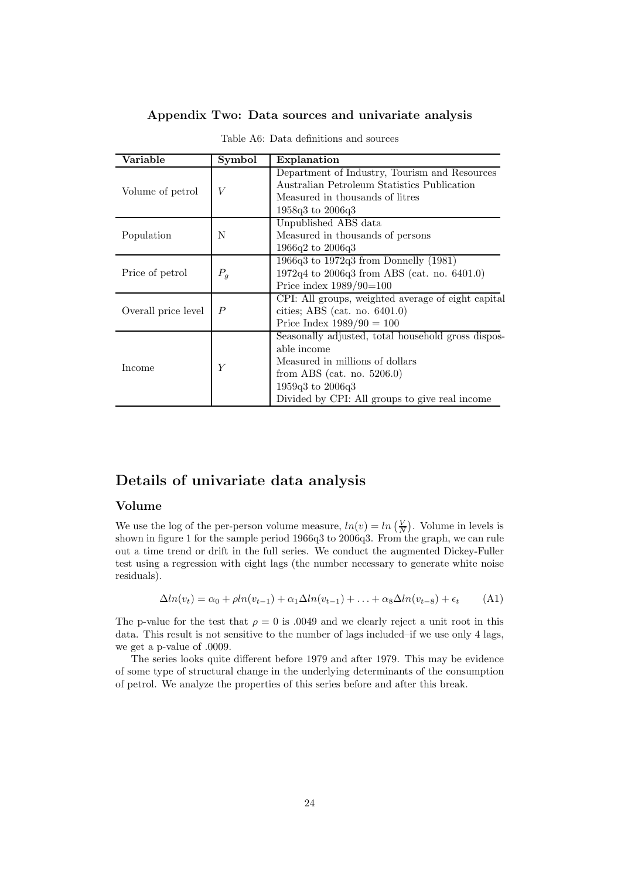## Appendix Two: Data sources and univariate analysis

Table A6: Data definitions and sources

| Variable | Symbol | Explanation |
|---|---|---|
| Volume of petrol | $V$ | Department of Industry, Tourism and Resources<br>Australian Petroleum Statistics Publication<br>Measured in thousands of litres<br>1958q3 to 2006q3 |
| Population | N | Unpublished ABS data<br>Measured in thousands of persons<br>1966q2 to 2006q3 |
| Price of petrol | $P_g$ | 1966q3 to 1972q3 from Donnelly (1981)<br>1972q4 to 2006q3 from ABS (cat. no. 6401.0)<br>Price index 1989/90=100 |
| Overall price level | $P$ | CPI: All groups, weighted average of eight capital cities; ABS (cat. no. 6401.0)<br>Price Index 1989/90 = 100 |
| Income | $Y$ | Seasonally adjusted, total household gross disposable income<br>Measured in millions of dollars<br>from ABS (cat. no. 5206.0)<br>1959q3 to 2006q3<br>Divided by CPI: All groups to give real income |

# Details of univariate data analysis

### Volume

We use the log of the per-person volume measure, $ln(v) = ln\left(\frac{V}{N}\right)$. Volume in levels is shown in figure 1 for the sample period 1966q3 to 2006q3. From the graph, we can rule out a time trend or drift in the full series. We conduct the augmented Dickey-Fuller test using a regression with eight lags (the number necessary to generate white noise residuals).

$$\Delta ln(v_t) = \alpha_0 + \rho ln(v_{t-1}) + \alpha_1 \Delta ln(v_{t-1}) + \ldots + \alpha_8 \Delta ln(v_{t-8}) + \epsilon_t \qquad \text{(A1)}$$

The p-value for the test that $\rho = 0$ is .0049 and we clearly reject a unit root in this data. This result is not sensitive to the number of lags included–if we use only 4 lags, we get a p-value of .0009.

The series looks quite different before 1979 and after 1979. This may be evidence of some type of structural change in the underlying determinants of the consumption of petrol. We analyze the properties of this series before and after this break.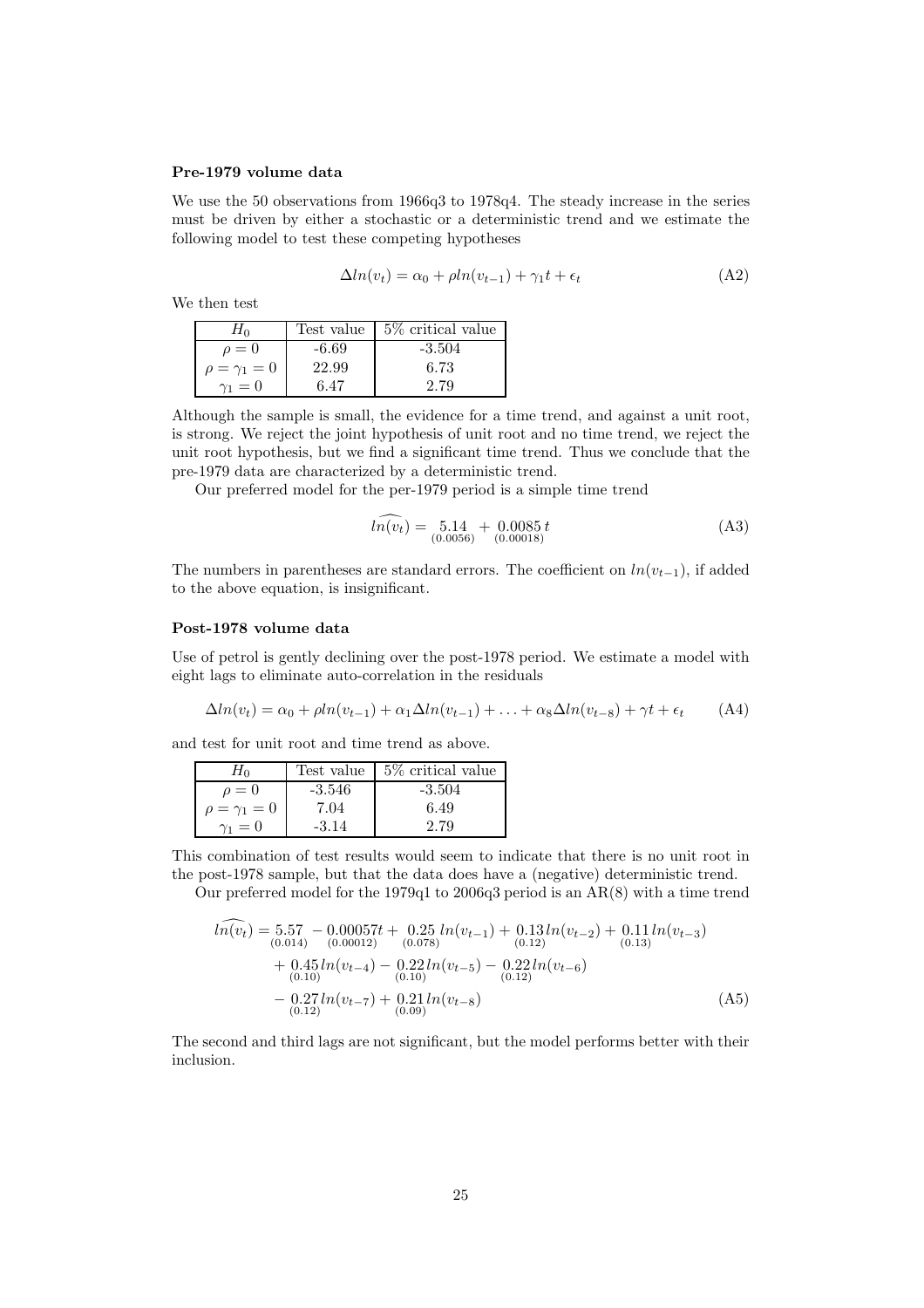**Pre-1979 volume data**

We use the 50 observations from 1966q3 to 1978q4. The steady increase in the series must be driven by either a stochastic or a deterministic trend and we estimate the following model to test these competing hypotheses

$$\Delta ln(v_t) = \alpha_0 + \rho ln(v_{t-1}) + \gamma_1 t + \epsilon_t \tag{A2}$$

We then test

| $H_0$ | Test value | 5% critical value |
|---|---|---|
| $\rho = 0$ | -6.69 | -3.504 |
| $\rho = \gamma_1 = 0$ | 22.99 | 6.73 |
| $\gamma_1 = 0$ | 6.47 | 2.79 |

Although the sample is small, the evidence for a time trend, and against a unit root, is strong. We reject the joint hypothesis of unit root and no time trend, we reject the unit root hypothesis, but we find a significant time trend. Thus we conclude that the pre-1979 data are characterized by a deterministic trend.

Our preferred model for the per-1979 period is a simple time trend

$$\widehat{ln(v_t)} = \underset{(0.0056)}{5.14} + \underset{(0.00018)}{0.0085}\, t \tag{A3}$$

The numbers in parentheses are standard errors. The coefficient on $ln(v_{t-1})$, if added to the above equation, is insignificant.

**Post-1978 volume data**

Use of petrol is gently declining over the post-1978 period. We estimate a model with eight lags to eliminate auto-correlation in the residuals

$$\Delta ln(v_t) = \alpha_0 + \rho ln(v_{t-1}) + \alpha_1 \Delta ln(v_{t-1}) + \ldots + \alpha_8 \Delta ln(v_{t-8}) + \gamma t + \epsilon_t \tag{A4}$$

and test for unit root and time trend as above.

| $H_0$ | Test value | 5% critical value |
|---|---|---|
| $\rho = 0$ | -3.546 | -3.504 |
| $\rho = \gamma_1 = 0$ | 7.04 | 6.49 |
| $\gamma_1 = 0$ | -3.14 | 2.79 |

This combination of test results would seem to indicate that there is no unit root in the post-1978 sample, but that the data does have a (negative) deterministic trend.

Our preferred model for the 1979q1 to 2006q3 period is an AR(8) with a time trend

$$\begin{aligned}
\widehat{ln(v_t)} = {} & \underset{(0.014)}{5.57} - \underset{(0.00012)}{0.00057}t + \underset{(0.078)}{0.25}\, ln(v_{t-1}) + \underset{(0.12)}{0.13}\, ln(v_{t-2}) + \underset{(0.13)}{0.11}\, ln(v_{t-3}) \\
& + \underset{(0.10)}{0.45}\, ln(v_{t-4}) - \underset{(0.10)}{0.22}\, ln(v_{t-5}) - \underset{(0.12)}{0.22}\, ln(v_{t-6}) \\
& - \underset{(0.12)}{0.27}\, ln(v_{t-7}) + \underset{(0.09)}{0.21}\, ln(v_{t-8})
\end{aligned} \tag{A5}$$

The second and third lags are not significant, but the model performs better with their inclusion.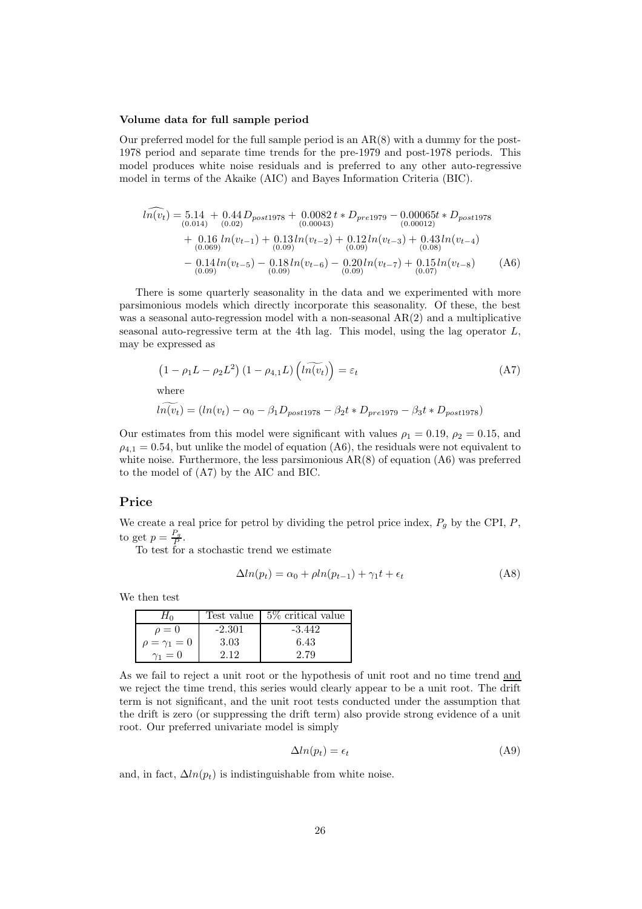**Volume data for full sample period**

Our preferred model for the full sample period is an AR(8) with a dummy for the post-1978 period and separate time trends for the pre-1979 and post-1978 periods. This model produces white noise residuals and is preferred to any other auto-regressive model in terms of the Akaike (AIC) and Bayes Information Criteria (BIC).

$$
\begin{aligned}
\widehat{ln(v_t)} = & \underset{(0.014)}{5.14} + \underset{(0.02)}{0.44} D_{post1978} + \underset{(0.00043)}{0.0082}\, t * D_{pre1979} - \underset{(0.00012)}{0.00065} t * D_{post1978} \\
& + \underset{(0.069)}{0.16}\, ln(v_{t-1}) + \underset{(0.09)}{0.13} ln(v_{t-2}) + \underset{(0.09)}{0.12} ln(v_{t-3}) + \underset{(0.08)}{0.43} ln(v_{t-4}) \\
& - \underset{(0.09)}{0.14} ln(v_{t-5}) - \underset{(0.09)}{0.18} ln(v_{t-6}) - \underset{(0.09)}{0.20} ln(v_{t-7}) + \underset{(0.07)}{0.15} ln(v_{t-8}) \qquad \text{(A6)}
\end{aligned}
$$

There is some quarterly seasonality in the data and we experimented with more parsimonious models which directly incorporate this seasonality. Of these, the best was a seasonal auto-regression model with a non-seasonal AR(2) and a multiplicative seasonal auto-regressive term at the 4th lag. This model, using the lag operator $L$, may be expressed as

$$
\left(1 - \rho_1 L - \rho_2 L^2\right)\left(1 - \rho_{4,1} L\right)\left(\widetilde{ln(v_t)}\right) = \varepsilon_t \qquad \text{(A7)}
$$

where

$$
\widetilde{ln(v_t)} = \left(ln(v_t) - \alpha_0 - \beta_1 D_{post1978} - \beta_2 t * D_{pre1979} - \beta_3 t * D_{post1978}\right)
$$

Our estimates from this model were significant with values $\rho_1 = 0.19$, $\rho_2 = 0.15$, and $\rho_{4,1} = 0.54$, but unlike the model of equation (A6), the residuals were not equivalent to white noise. Furthermore, the less parsimonious AR(8) of equation (A6) was preferred to the model of (A7) by the AIC and BIC.

## Price

We create a real price for petrol by dividing the petrol price index, $P_g$ by the CPI, $P$, to get $p = \frac{P_g}{P}$.

To test for a stochastic trend we estimate

$$
\Delta ln(p_t) = \alpha_0 + \rho ln(p_{t-1}) + \gamma_1 t + \epsilon_t \qquad \text{(A8)}
$$

We then test

| $H_0$ | Test value | 5% critical value |
|---|---|---|
| $\rho = 0$ | -2.301 | -3.442 |
| $\rho = \gamma_1 = 0$ | 3.03 | 6.43 |
| $\gamma_1 = 0$ | 2.12 | 2.79 |

As we fail to reject a unit root or the hypothesis of unit root and no time trend and we reject the time trend, this series would clearly appear to be a unit root. The drift term is not significant, and the unit root tests conducted under the assumption that the drift is zero (or suppressing the drift term) also provide strong evidence of a unit root. Our preferred univariate model is simply

$$
\Delta ln(p_t) = \epsilon_t \qquad \text{(A9)}
$$

and, in fact, $\Delta ln(p_t)$ is indistinguishable from white noise.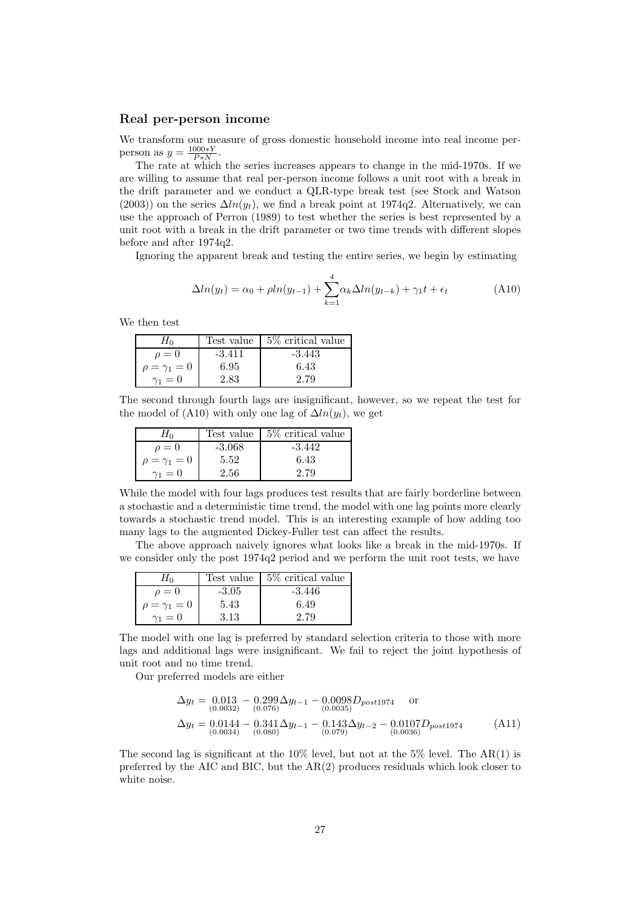### Real per-person income

We transform our measure of gross domestic household income into real income per-person as $y = \frac{1000*Y}{P*N}$.

The rate at which the series increases appears to change in the mid-1970s. If we are willing to assume that real per-person income follows a unit root with a break in the drift parameter and we conduct a QLR-type break test (see Stock and Watson (2003)) on the series $\Delta ln(y_t)$, we find a break point at 1974q2. Alternatively, we can use the approach of Perron (1989) to test whether the series is best represented by a unit root with a break in the drift parameter or two time trends with different slopes before and after 1974q2.

Ignoring the apparent break and testing the entire series, we begin by estimating

$$\Delta ln(y_t) = \alpha_0 + \rho ln(y_{t-1}) + \sum_{k=1}^{4} \alpha_k \Delta ln(y_{t-k}) + \gamma_1 t + \epsilon_t \tag{A10}$$

We then test

| $H_0$ | Test value | 5% critical value |
|---|---|---|
| $\rho = 0$ | -3.411 | -3.443 |
| $\rho = \gamma_1 = 0$ | 6.95 | 6.43 |
| $\gamma_1 = 0$ | 2.83 | 2.79 |

The second through fourth lags are insignificant, however, so we repeat the test for the model of (A10) with only one lag of $\Delta ln(y_t)$, we get

| $H_0$ | Test value | 5% critical value |
|---|---|---|
| $\rho = 0$ | -3.068 | -3.442 |
| $\rho = \gamma_1 = 0$ | 5.52 | 6.43 |
| $\gamma_1 = 0$ | 2.56 | 2.79 |

While the model with four lags produces test results that are fairly borderline between a stochastic and a deterministic time trend, the model with one lag points more clearly towards a stochastic trend model. This is an interesting example of how adding too many lags to the augmented Dickey-Fuller test can affect the results.

The above approach naively ignores what looks like a break in the mid-1970s. If we consider only the post 1974q2 period and we perform the unit root tests, we have

| $H_0$ | Test value | 5% critical value |
|---|---|---|
| $\rho = 0$ | -3.05 | -3.446 |
| $\rho = \gamma_1 = 0$ | 5.43 | 6.49 |
| $\gamma_1 = 0$ | 3.13 | 2.79 |

The model with one lag is preferred by standard selection criteria to those with more lags and additional lags were insignificant. We fail to reject the joint hypothesis of unit root and no time trend.

Our preferred models are either

$$\Delta y_t = \underset{(0.0032)}{0.013} - \underset{(0.076)}{0.299} \Delta y_{t-1} - \underset{(0.0035)}{0.0098} D_{post1974} \quad \text{or}$$

$$\Delta y_t = \underset{(0.0034)}{0.0144} - \underset{(0.080)}{0.341} \Delta y_{t-1} - \underset{(0.079)}{0.143} \Delta y_{t-2} - \underset{(0.0036)}{0.0107} D_{post1974} \tag{A11}$$

The second lag is significant at the 10% level, but not at the 5% level. The AR(1) is preferred by the AIC and BIC, but the AR(2) produces residuals which look closer to white noise.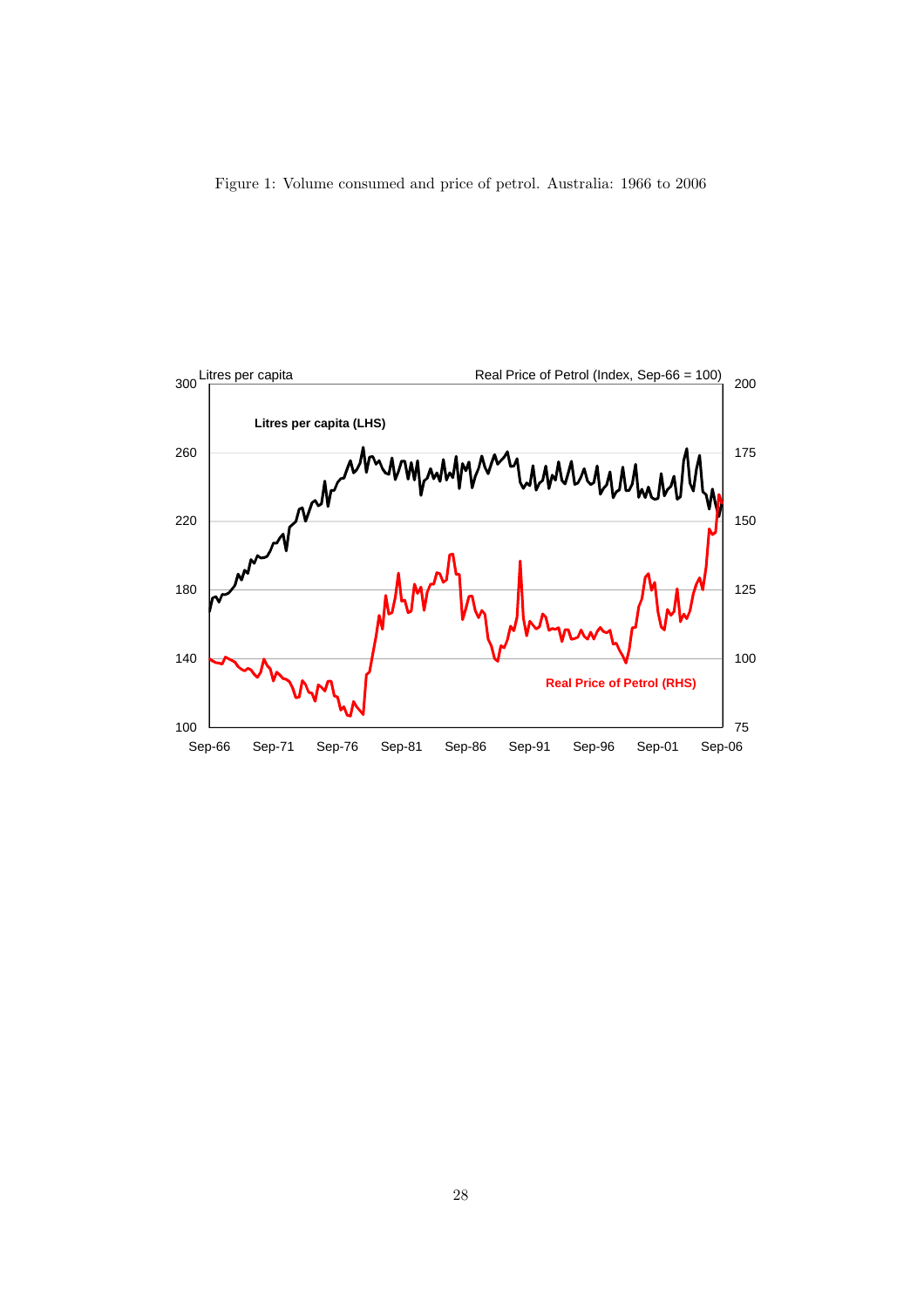Figure 1: Volume consumed and price of petrol. Australia: 1966 to 2006

Litres per capita

Real Price of Petrol (Index, Sep-66 = 100)

Litres per capita (LHS)

Real Price of Petrol (RHS)

300
260
220
180
140
100

200
175
150
125
100
75

Sep-66
Sep-71
Sep-76
Sep-81
Sep-86
Sep-91
Sep-96
Sep-01
Sep-06